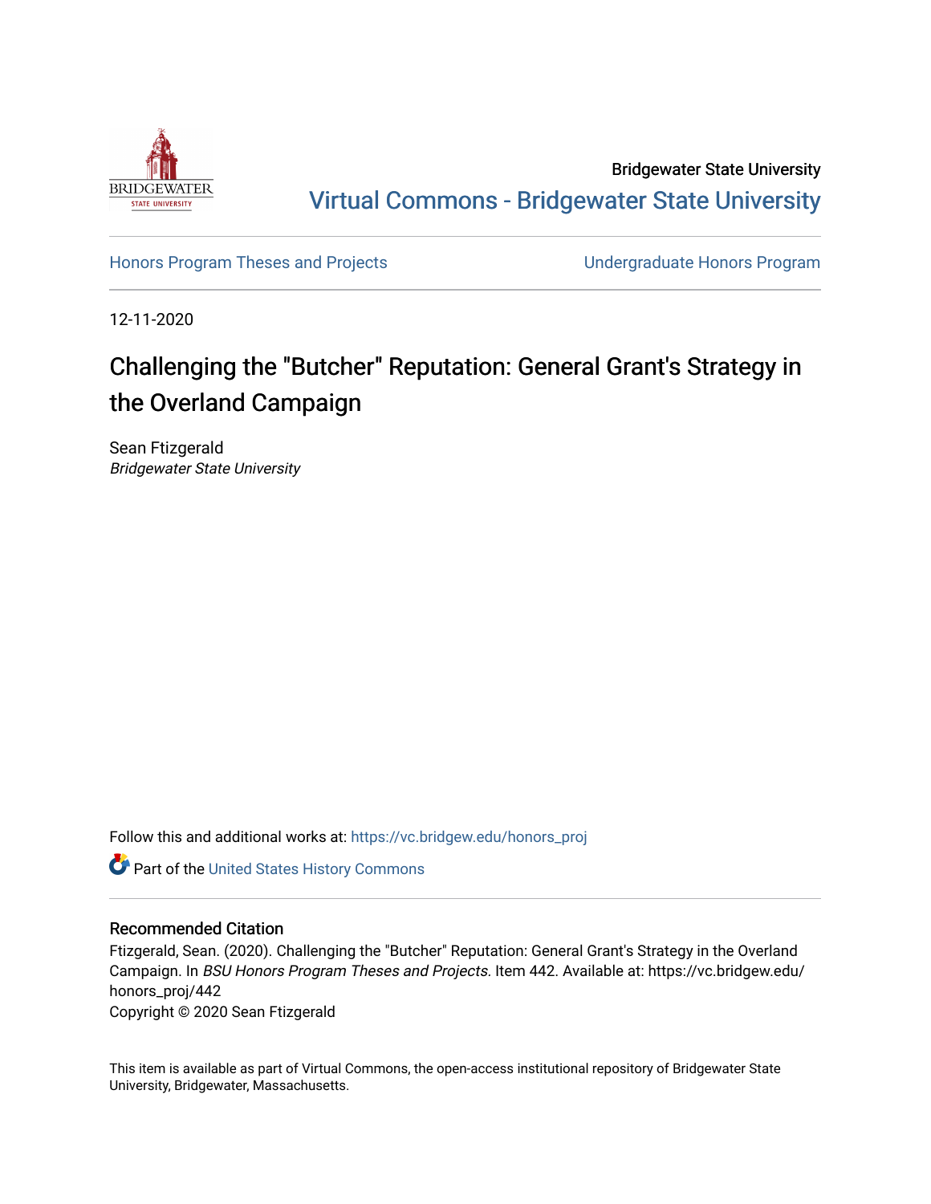Bridgewater State University

Virtual Commons - Bridgewater State University

Honors Program Theses and Projects | Undergraduate Honors Program

12-11-2020

# Challenging the "Butcher" Reputation: General Grant's Strategy in the Overland Campaign

Sean Ftizgerald
*Bridgewater State University*

Follow this and additional works at: https://vc.bridgew.edu/honors_proj

Part of the United States History Commons

## Recommended Citation

Ftizgerald, Sean. (2020). Challenging the "Butcher" Reputation: General Grant's Strategy in the Overland Campaign. In *BSU Honors Program Theses and Projects*. Item 442. Available at: https://vc.bridgew.edu/honors_proj/442
Copyright © 2020 Sean Ftizgerald

This item is available as part of Virtual Commons, the open-access institutional repository of Bridgewater State University, Bridgewater, Massachusetts.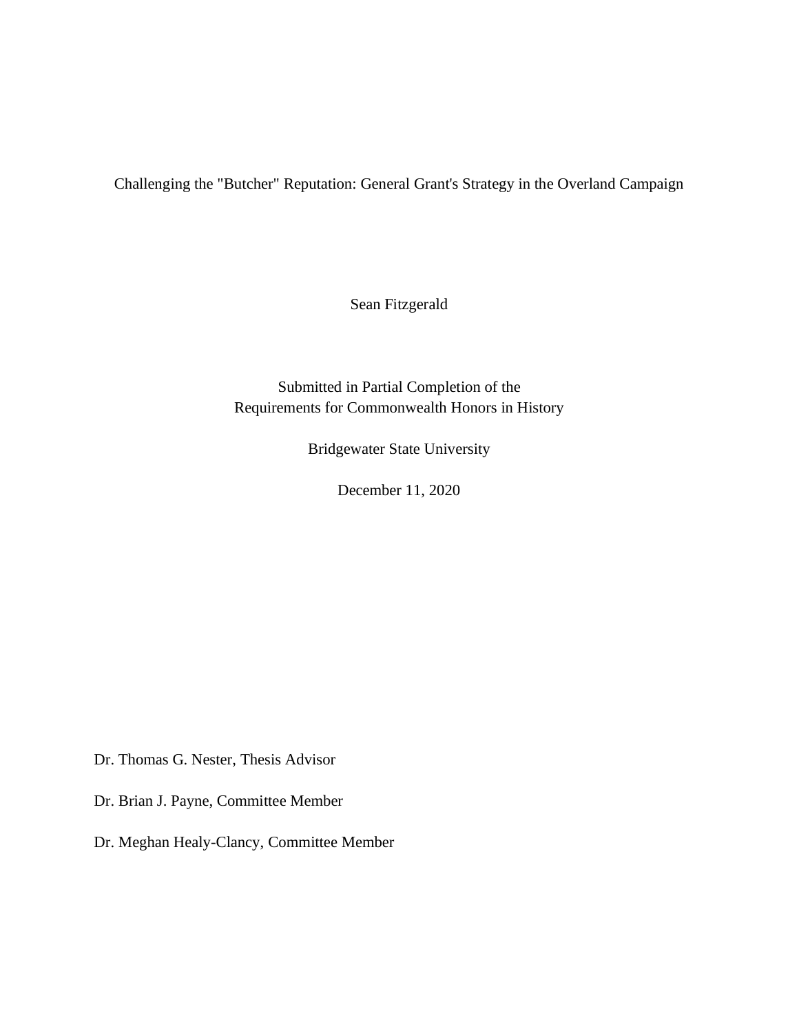# Challenging the "Butcher" Reputation: General Grant's Strategy in the Overland Campaign

Sean Fitzgerald

Submitted in Partial Completion of the
Requirements for Commonwealth Honors in History

Bridgewater State University

December 11, 2020

Dr. Thomas G. Nester, Thesis Advisor

Dr. Brian J. Payne, Committee Member

Dr. Meghan Healy-Clancy, Committee Member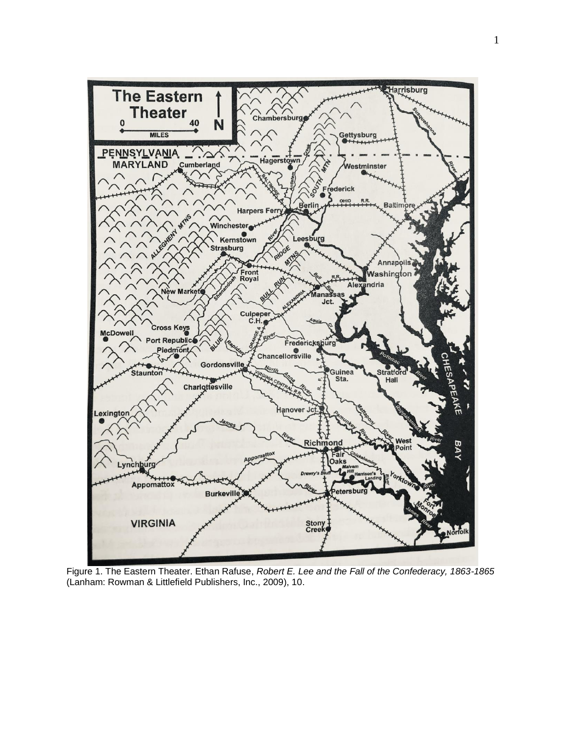Figure 1. The Eastern Theater. Ethan Rafuse, *Robert E. Lee and the Fall of the Confederacy, 1863-1865* (Lanham: Rowman & Littlefield Publishers, Inc., 2009), 10.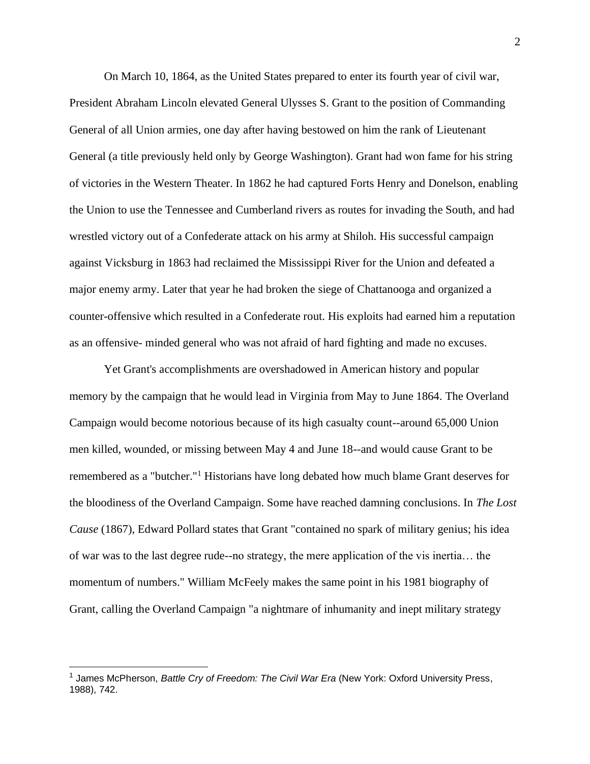On March 10, 1864, as the United States prepared to enter its fourth year of civil war, President Abraham Lincoln elevated General Ulysses S. Grant to the position of Commanding General of all Union armies, one day after having bestowed on him the rank of Lieutenant General (a title previously held only by George Washington). Grant had won fame for his string of victories in the Western Theater. In 1862 he had captured Forts Henry and Donelson, enabling the Union to use the Tennessee and Cumberland rivers as routes for invading the South, and had wrestled victory out of a Confederate attack on his army at Shiloh. His successful campaign against Vicksburg in 1863 had reclaimed the Mississippi River for the Union and defeated a major enemy army. Later that year he had broken the siege of Chattanooga and organized a counter-offensive which resulted in a Confederate rout. His exploits had earned him a reputation as an offensive- minded general who was not afraid of hard fighting and made no excuses.

Yet Grant's accomplishments are overshadowed in American history and popular memory by the campaign that he would lead in Virginia from May to June 1864. The Overland Campaign would become notorious because of its high casualty count--around 65,000 Union men killed, wounded, or missing between May 4 and June 18--and would cause Grant to be remembered as a "butcher."[1] Historians have long debated how much blame Grant deserves for the bloodiness of the Overland Campaign. Some have reached damning conclusions. In *The Lost Cause* (1867), Edward Pollard states that Grant "contained no spark of military genius; his idea of war was to the last degree rude--no strategy, the mere application of the vis inertia… the momentum of numbers." William McFeely makes the same point in his 1981 biography of Grant, calling the Overland Campaign "a nightmare of inhumanity and inept military strategy

---

[1] James McPherson, *Battle Cry of Freedom: The Civil War Era* (New York: Oxford University Press, 1988), 742.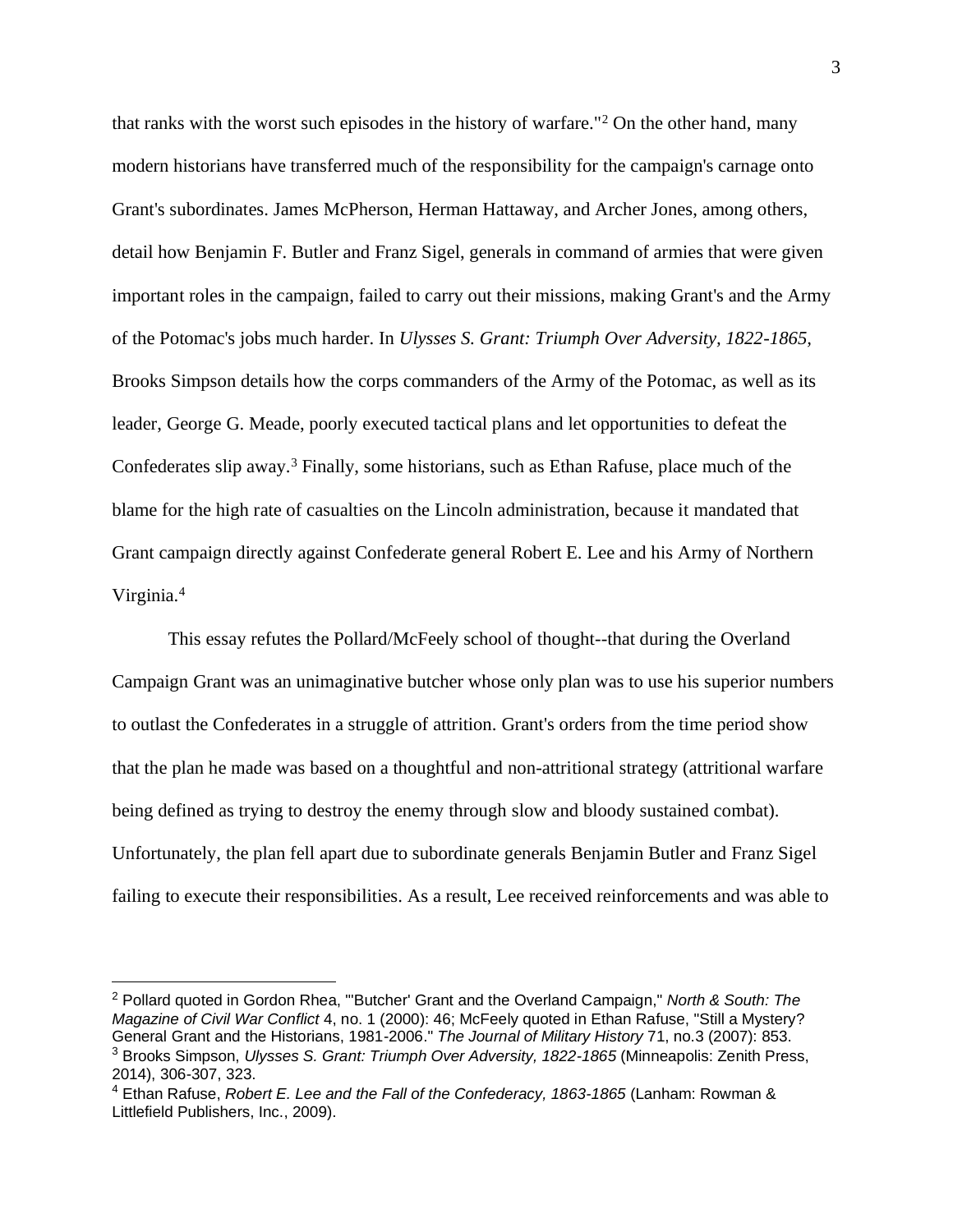that ranks with the worst such episodes in the history of warfare."[2] On the other hand, many modern historians have transferred much of the responsibility for the campaign's carnage onto Grant's subordinates. James McPherson, Herman Hattaway, and Archer Jones, among others, detail how Benjamin F. Butler and Franz Sigel, generals in command of armies that were given important roles in the campaign, failed to carry out their missions, making Grant's and the Army of the Potomac's jobs much harder. In *Ulysses S. Grant: Triumph Over Adversity, 1822-1865*, Brooks Simpson details how the corps commanders of the Army of the Potomac, as well as its leader, George G. Meade, poorly executed tactical plans and let opportunities to defeat the Confederates slip away.[3] Finally, some historians, such as Ethan Rafuse, place much of the blame for the high rate of casualties on the Lincoln administration, because it mandated that Grant campaign directly against Confederate general Robert E. Lee and his Army of Northern Virginia.[4]

This essay refutes the Pollard/McFeely school of thought--that during the Overland Campaign Grant was an unimaginative butcher whose only plan was to use his superior numbers to outlast the Confederates in a struggle of attrition. Grant's orders from the time period show that the plan he made was based on a thoughtful and non-attritional strategy (attritional warfare being defined as trying to destroy the enemy through slow and bloody sustained combat). Unfortunately, the plan fell apart due to subordinate generals Benjamin Butler and Franz Sigel failing to execute their responsibilities. As a result, Lee received reinforcements and was able to

---

[2] Pollard quoted in Gordon Rhea, "'Butcher' Grant and the Overland Campaign," *North & South: The Magazine of Civil War Conflict* 4, no. 1 (2000): 46; McFeely quoted in Ethan Rafuse, "Still a Mystery? General Grant and the Historians, 1981-2006." *The Journal of Military History* 71, no.3 (2007): 853.

[3] Brooks Simpson, *Ulysses S. Grant: Triumph Over Adversity, 1822-1865* (Minneapolis: Zenith Press, 2014), 306-307, 323.

[4] Ethan Rafuse, *Robert E. Lee and the Fall of the Confederacy, 1863-1865* (Lanham: Rowman & Littlefield Publishers, Inc., 2009).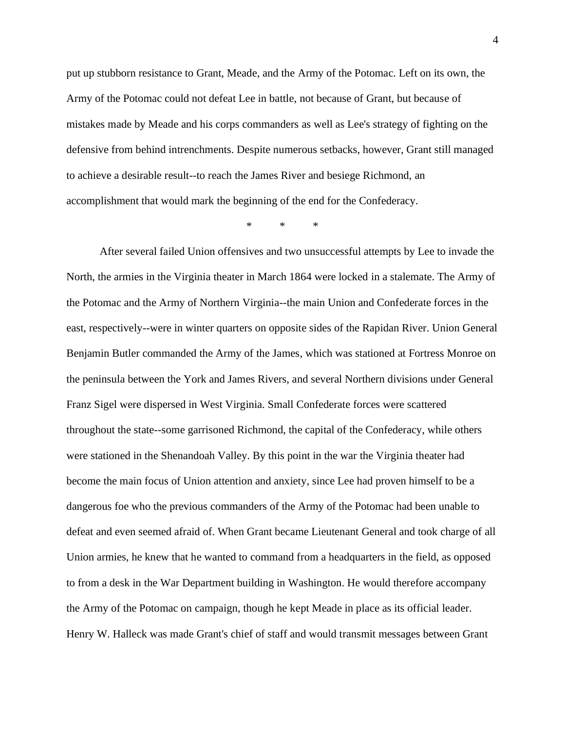put up stubborn resistance to Grant, Meade, and the Army of the Potomac. Left on its own, the Army of the Potomac could not defeat Lee in battle, not because of Grant, but because of mistakes made by Meade and his corps commanders as well as Lee's strategy of fighting on the defensive from behind intrenchments. Despite numerous setbacks, however, Grant still managed to achieve a desirable result--to reach the James River and besiege Richmond, an accomplishment that would mark the beginning of the end for the Confederacy.

\* \* \*

After several failed Union offensives and two unsuccessful attempts by Lee to invade the North, the armies in the Virginia theater in March 1864 were locked in a stalemate. The Army of the Potomac and the Army of Northern Virginia--the main Union and Confederate forces in the east, respectively--were in winter quarters on opposite sides of the Rapidan River. Union General Benjamin Butler commanded the Army of the James, which was stationed at Fortress Monroe on the peninsula between the York and James Rivers, and several Northern divisions under General Franz Sigel were dispersed in West Virginia. Small Confederate forces were scattered throughout the state--some garrisoned Richmond, the capital of the Confederacy, while others were stationed in the Shenandoah Valley. By this point in the war the Virginia theater had become the main focus of Union attention and anxiety, since Lee had proven himself to be a dangerous foe who the previous commanders of the Army of the Potomac had been unable to defeat and even seemed afraid of. When Grant became Lieutenant General and took charge of all Union armies, he knew that he wanted to command from a headquarters in the field, as opposed to from a desk in the War Department building in Washington. He would therefore accompany the Army of the Potomac on campaign, though he kept Meade in place as its official leader. Henry W. Halleck was made Grant's chief of staff and would transmit messages between Grant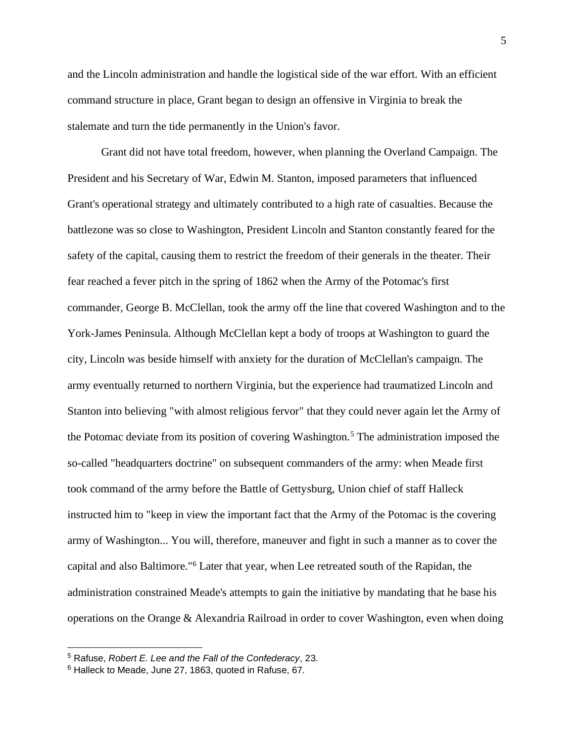and the Lincoln administration and handle the logistical side of the war effort. With an efficient command structure in place, Grant began to design an offensive in Virginia to break the stalemate and turn the tide permanently in the Union's favor.

Grant did not have total freedom, however, when planning the Overland Campaign. The President and his Secretary of War, Edwin M. Stanton, imposed parameters that influenced Grant's operational strategy and ultimately contributed to a high rate of casualties. Because the battlezone was so close to Washington, President Lincoln and Stanton constantly feared for the safety of the capital, causing them to restrict the freedom of their generals in the theater. Their fear reached a fever pitch in the spring of 1862 when the Army of the Potomac's first commander, George B. McClellan, took the army off the line that covered Washington and to the York-James Peninsula. Although McClellan kept a body of troops at Washington to guard the city, Lincoln was beside himself with anxiety for the duration of McClellan's campaign. The army eventually returned to northern Virginia, but the experience had traumatized Lincoln and Stanton into believing "with almost religious fervor" that they could never again let the Army of the Potomac deviate from its position of covering Washington.[5] The administration imposed the so-called "headquarters doctrine" on subsequent commanders of the army: when Meade first took command of the army before the Battle of Gettysburg, Union chief of staff Halleck instructed him to "keep in view the important fact that the Army of the Potomac is the covering army of Washington... You will, therefore, maneuver and fight in such a manner as to cover the capital and also Baltimore."[6] Later that year, when Lee retreated south of the Rapidan, the administration constrained Meade's attempts to gain the initiative by mandating that he base his operations on the Orange & Alexandria Railroad in order to cover Washington, even when doing

---

[5] Rafuse, *Robert E. Lee and the Fall of the Confederacy*, 23.

[6] Halleck to Meade, June 27, 1863, quoted in Rafuse, 67.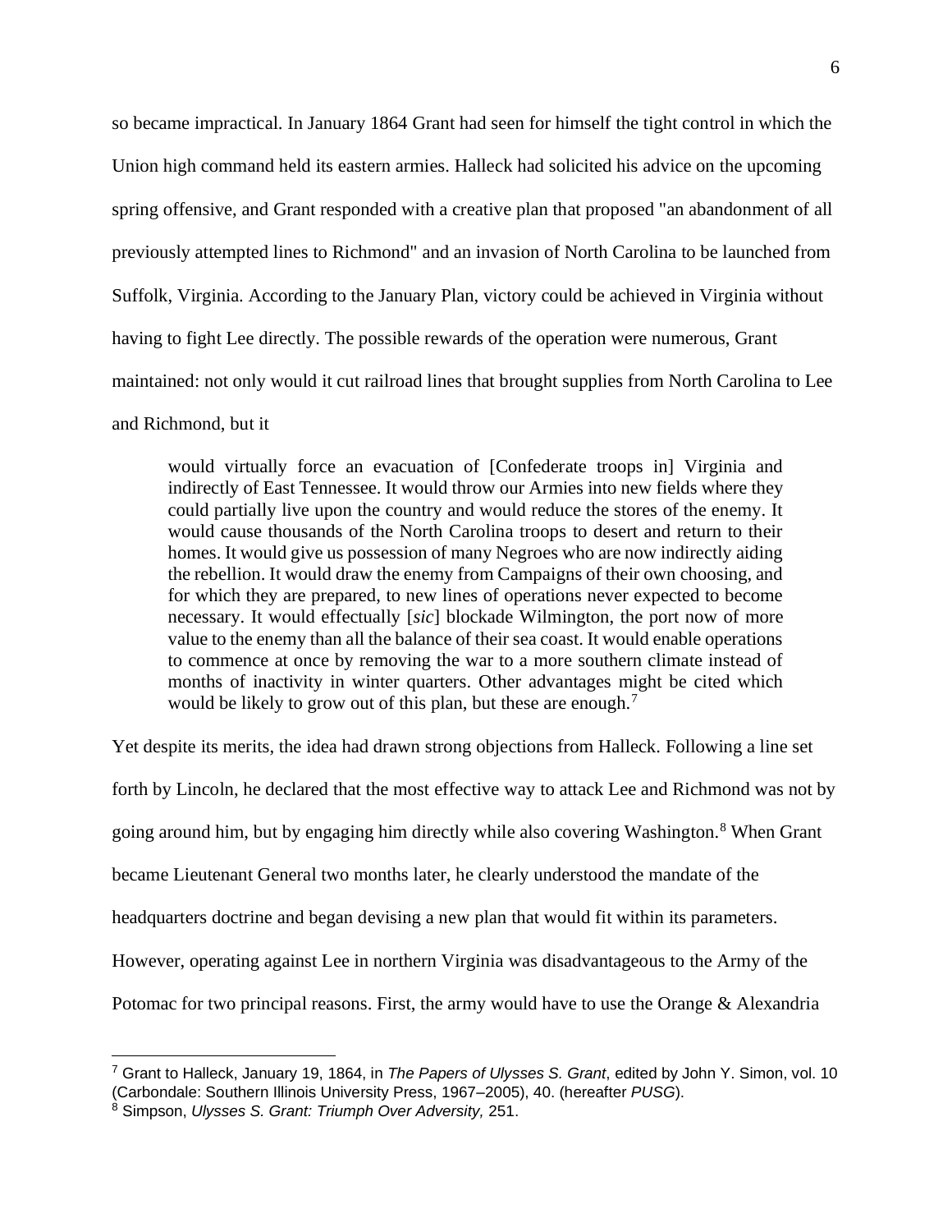so became impractical. In January 1864 Grant had seen for himself the tight control in which the Union high command held its eastern armies. Halleck had solicited his advice on the upcoming spring offensive, and Grant responded with a creative plan that proposed "an abandonment of all previously attempted lines to Richmond" and an invasion of North Carolina to be launched from Suffolk, Virginia. According to the January Plan, victory could be achieved in Virginia without having to fight Lee directly. The possible rewards of the operation were numerous, Grant maintained: not only would it cut railroad lines that brought supplies from North Carolina to Lee and Richmond, but it

> would virtually force an evacuation of [Confederate troops in] Virginia and indirectly of East Tennessee. It would throw our Armies into new fields where they could partially live upon the country and would reduce the stores of the enemy. It would cause thousands of the North Carolina troops to desert and return to their homes. It would give us possession of many Negroes who are now indirectly aiding the rebellion. It would draw the enemy from Campaigns of their own choosing, and for which they are prepared, to new lines of operations never expected to become necessary. It would effectually [*sic*] blockade Wilmington, the port now of more value to the enemy than all the balance of their sea coast. It would enable operations to commence at once by removing the war to a more southern climate instead of months of inactivity in winter quarters. Other advantages might be cited which would be likely to grow out of this plan, but these are enough.[7]

Yet despite its merits, the idea had drawn strong objections from Halleck. Following a line set forth by Lincoln, he declared that the most effective way to attack Lee and Richmond was not by going around him, but by engaging him directly while also covering Washington.[8] When Grant became Lieutenant General two months later, he clearly understood the mandate of the headquarters doctrine and began devising a new plan that would fit within its parameters. However, operating against Lee in northern Virginia was disadvantageous to the Army of the Potomac for two principal reasons. First, the army would have to use the Orange & Alexandria

---

[7] Grant to Halleck, January 19, 1864, in *The Papers of Ulysses S. Grant*, edited by John Y. Simon, vol. 10 (Carbondale: Southern Illinois University Press, 1967–2005), 40. (hereafter *PUSG*).

[8] Simpson, *Ulysses S. Grant: Triumph Over Adversity,* 251.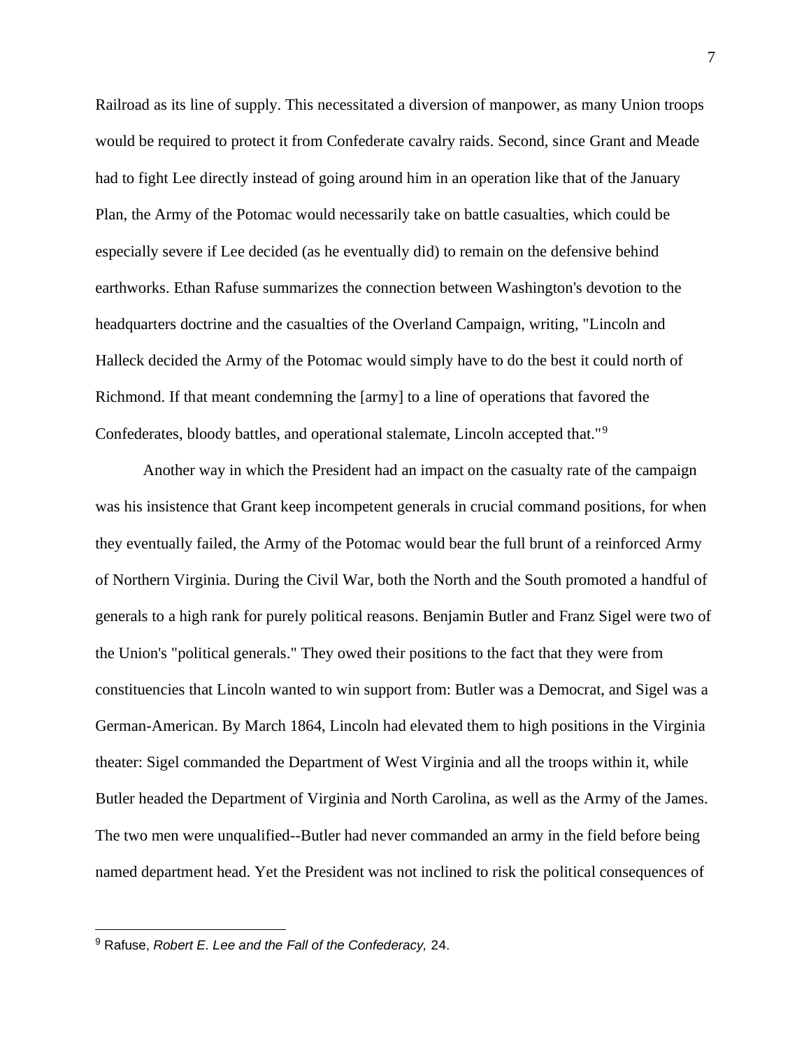Railroad as its line of supply. This necessitated a diversion of manpower, as many Union troops would be required to protect it from Confederate cavalry raids. Second, since Grant and Meade had to fight Lee directly instead of going around him in an operation like that of the January Plan, the Army of the Potomac would necessarily take on battle casualties, which could be especially severe if Lee decided (as he eventually did) to remain on the defensive behind earthworks. Ethan Rafuse summarizes the connection between Washington's devotion to the headquarters doctrine and the casualties of the Overland Campaign, writing, "Lincoln and Halleck decided the Army of the Potomac would simply have to do the best it could north of Richmond. If that meant condemning the [army] to a line of operations that favored the Confederates, bloody battles, and operational stalemate, Lincoln accepted that."[9]

Another way in which the President had an impact on the casualty rate of the campaign was his insistence that Grant keep incompetent generals in crucial command positions, for when they eventually failed, the Army of the Potomac would bear the full brunt of a reinforced Army of Northern Virginia. During the Civil War, both the North and the South promoted a handful of generals to a high rank for purely political reasons. Benjamin Butler and Franz Sigel were two of the Union's "political generals." They owed their positions to the fact that they were from constituencies that Lincoln wanted to win support from: Butler was a Democrat, and Sigel was a German-American. By March 1864, Lincoln had elevated them to high positions in the Virginia theater: Sigel commanded the Department of West Virginia and all the troops within it, while Butler headed the Department of Virginia and North Carolina, as well as the Army of the James. The two men were unqualified--Butler had never commanded an army in the field before being named department head. Yet the President was not inclined to risk the political consequences of

---

[9] Rafuse, *Robert E. Lee and the Fall of the Confederacy,* 24.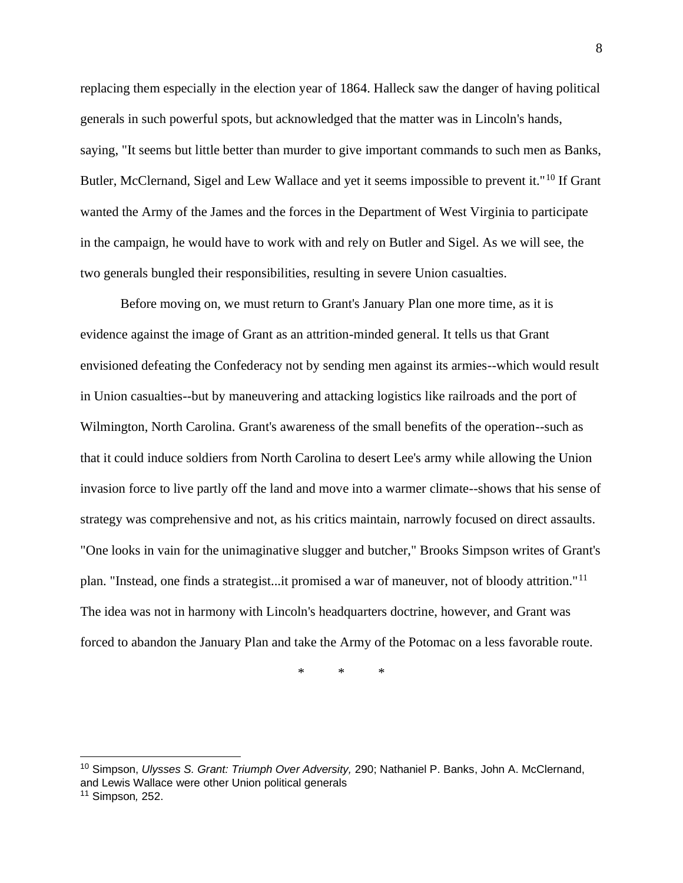replacing them especially in the election year of 1864. Halleck saw the danger of having political generals in such powerful spots, but acknowledged that the matter was in Lincoln's hands, saying, "It seems but little better than murder to give important commands to such men as Banks, Butler, McClernand, Sigel and Lew Wallace and yet it seems impossible to prevent it."[10] If Grant wanted the Army of the James and the forces in the Department of West Virginia to participate in the campaign, he would have to work with and rely on Butler and Sigel. As we will see, the two generals bungled their responsibilities, resulting in severe Union casualties.

Before moving on, we must return to Grant's January Plan one more time, as it is evidence against the image of Grant as an attrition-minded general. It tells us that Grant envisioned defeating the Confederacy not by sending men against its armies--which would result in Union casualties--but by maneuvering and attacking logistics like railroads and the port of Wilmington, North Carolina. Grant's awareness of the small benefits of the operation--such as that it could induce soldiers from North Carolina to desert Lee's army while allowing the Union invasion force to live partly off the land and move into a warmer climate--shows that his sense of strategy was comprehensive and not, as his critics maintain, narrowly focused on direct assaults. "One looks in vain for the unimaginative slugger and butcher," Brooks Simpson writes of Grant's plan. "Instead, one finds a strategist...it promised a war of maneuver, not of bloody attrition."[11] The idea was not in harmony with Lincoln's headquarters doctrine, however, and Grant was forced to abandon the January Plan and take the Army of the Potomac on a less favorable route.

\* \* \*

---

[10] Simpson, *Ulysses S. Grant: Triumph Over Adversity,* 290; Nathaniel P. Banks, John A. McClernand, and Lewis Wallace were other Union political generals

[11] Simpson*,* 252.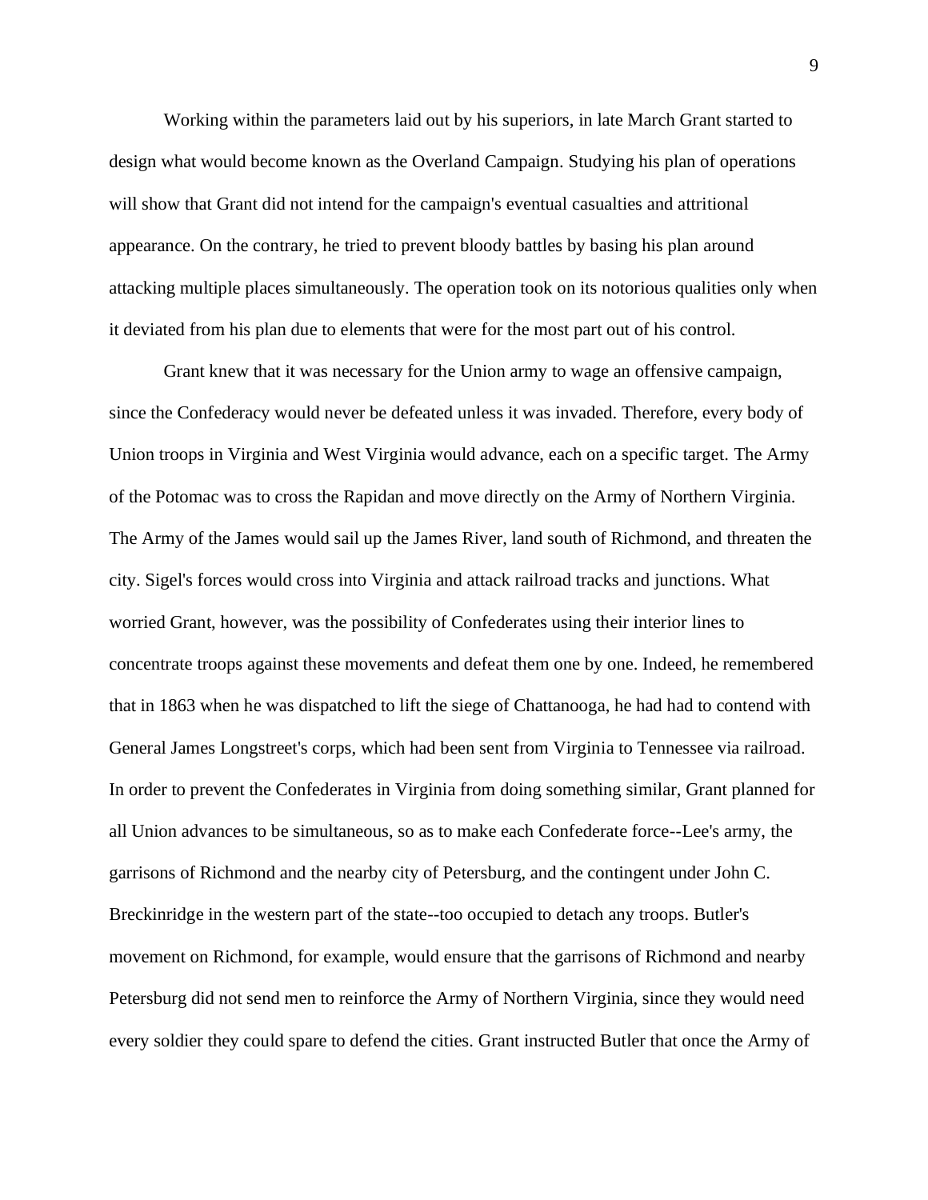Working within the parameters laid out by his superiors, in late March Grant started to design what would become known as the Overland Campaign. Studying his plan of operations will show that Grant did not intend for the campaign's eventual casualties and attritional appearance. On the contrary, he tried to prevent bloody battles by basing his plan around attacking multiple places simultaneously. The operation took on its notorious qualities only when it deviated from his plan due to elements that were for the most part out of his control.

Grant knew that it was necessary for the Union army to wage an offensive campaign, since the Confederacy would never be defeated unless it was invaded. Therefore, every body of Union troops in Virginia and West Virginia would advance, each on a specific target. The Army of the Potomac was to cross the Rapidan and move directly on the Army of Northern Virginia. The Army of the James would sail up the James River, land south of Richmond, and threaten the city. Sigel's forces would cross into Virginia and attack railroad tracks and junctions. What worried Grant, however, was the possibility of Confederates using their interior lines to concentrate troops against these movements and defeat them one by one. Indeed, he remembered that in 1863 when he was dispatched to lift the siege of Chattanooga, he had had to contend with General James Longstreet's corps, which had been sent from Virginia to Tennessee via railroad. In order to prevent the Confederates in Virginia from doing something similar, Grant planned for all Union advances to be simultaneous, so as to make each Confederate force--Lee's army, the garrisons of Richmond and the nearby city of Petersburg, and the contingent under John C. Breckinridge in the western part of the state--too occupied to detach any troops. Butler's movement on Richmond, for example, would ensure that the garrisons of Richmond and nearby Petersburg did not send men to reinforce the Army of Northern Virginia, since they would need every soldier they could spare to defend the cities. Grant instructed Butler that once the Army of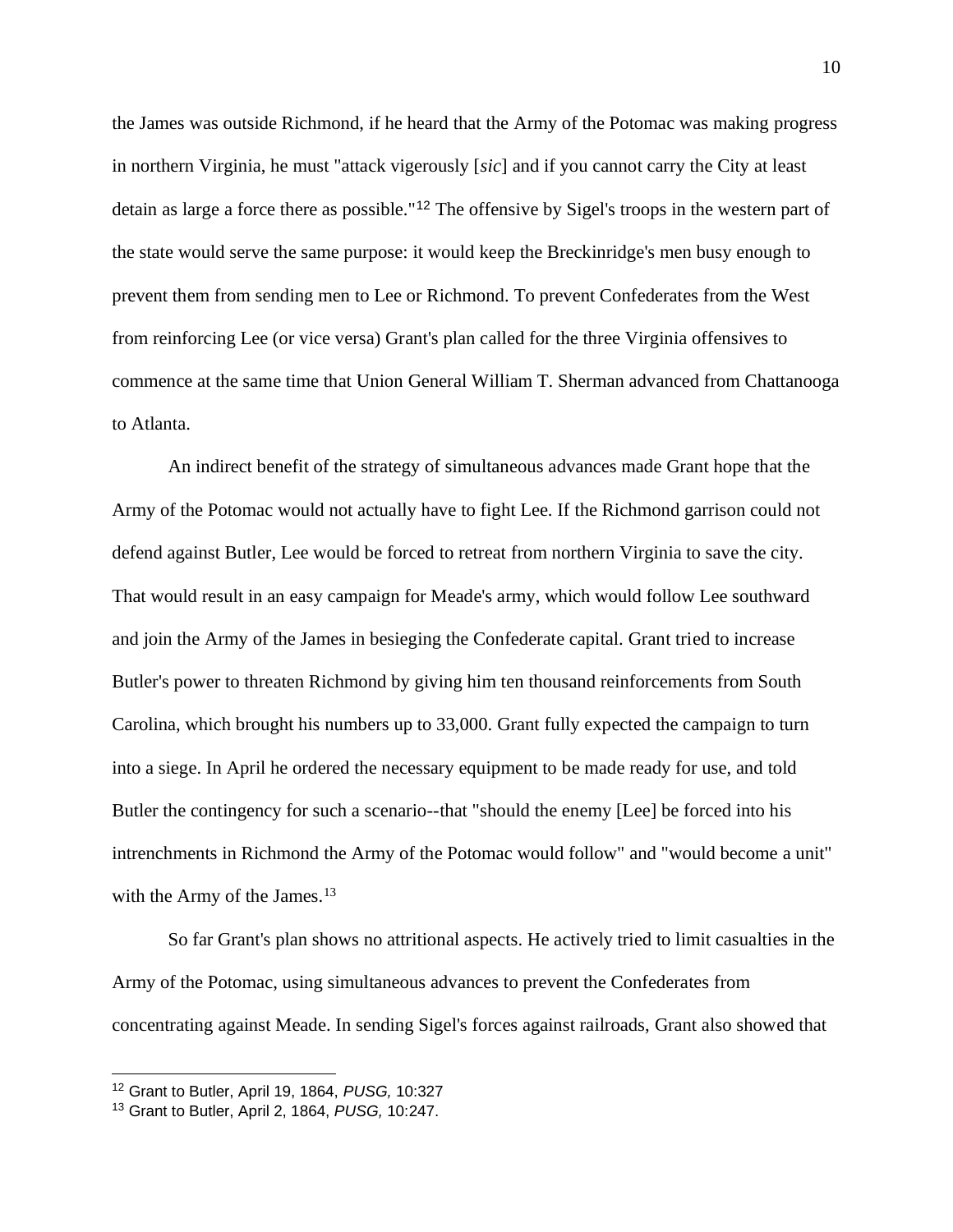the James was outside Richmond, if he heard that the Army of the Potomac was making progress in northern Virginia, he must "attack vigerously [*sic*] and if you cannot carry the City at least detain as large a force there as possible."[12] The offensive by Sigel's troops in the western part of the state would serve the same purpose: it would keep the Breckinridge's men busy enough to prevent them from sending men to Lee or Richmond. To prevent Confederates from the West from reinforcing Lee (or vice versa) Grant's plan called for the three Virginia offensives to commence at the same time that Union General William T. Sherman advanced from Chattanooga to Atlanta.

An indirect benefit of the strategy of simultaneous advances made Grant hope that the Army of the Potomac would not actually have to fight Lee. If the Richmond garrison could not defend against Butler, Lee would be forced to retreat from northern Virginia to save the city. That would result in an easy campaign for Meade's army, which would follow Lee southward and join the Army of the James in besieging the Confederate capital. Grant tried to increase Butler's power to threaten Richmond by giving him ten thousand reinforcements from South Carolina, which brought his numbers up to 33,000. Grant fully expected the campaign to turn into a siege. In April he ordered the necessary equipment to be made ready for use, and told Butler the contingency for such a scenario--that "should the enemy [Lee] be forced into his intrenchments in Richmond the Army of the Potomac would follow" and "would become a unit" with the Army of the James.[13]

So far Grant's plan shows no attritional aspects. He actively tried to limit casualties in the Army of the Potomac, using simultaneous advances to prevent the Confederates from concentrating against Meade. In sending Sigel's forces against railroads, Grant also showed that

---

[12] Grant to Butler, April 19, 1864, *PUSG,* 10:327

[13] Grant to Butler, April 2, 1864, *PUSG,* 10:247.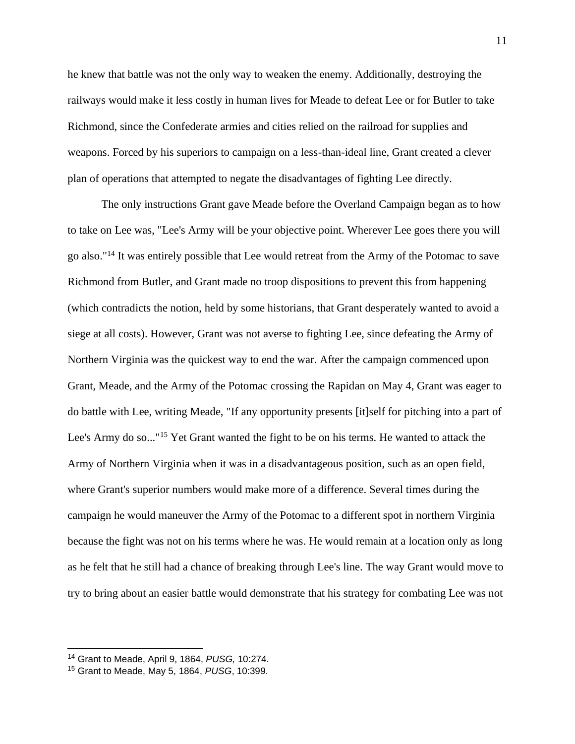he knew that battle was not the only way to weaken the enemy. Additionally, destroying the railways would make it less costly in human lives for Meade to defeat Lee or for Butler to take Richmond, since the Confederate armies and cities relied on the railroad for supplies and weapons. Forced by his superiors to campaign on a less-than-ideal line, Grant created a clever plan of operations that attempted to negate the disadvantages of fighting Lee directly.

The only instructions Grant gave Meade before the Overland Campaign began as to how to take on Lee was, "Lee's Army will be your objective point. Wherever Lee goes there you will go also."[14] It was entirely possible that Lee would retreat from the Army of the Potomac to save Richmond from Butler, and Grant made no troop dispositions to prevent this from happening (which contradicts the notion, held by some historians, that Grant desperately wanted to avoid a siege at all costs). However, Grant was not averse to fighting Lee, since defeating the Army of Northern Virginia was the quickest way to end the war. After the campaign commenced upon Grant, Meade, and the Army of the Potomac crossing the Rapidan on May 4, Grant was eager to do battle with Lee, writing Meade, "If any opportunity presents [it]self for pitching into a part of Lee's Army do so..."[15] Yet Grant wanted the fight to be on his terms. He wanted to attack the Army of Northern Virginia when it was in a disadvantageous position, such as an open field, where Grant's superior numbers would make more of a difference. Several times during the campaign he would maneuver the Army of the Potomac to a different spot in northern Virginia because the fight was not on his terms where he was. He would remain at a location only as long as he felt that he still had a chance of breaking through Lee's line. The way Grant would move to try to bring about an easier battle would demonstrate that his strategy for combating Lee was not

---

[14] Grant to Meade, April 9, 1864, *PUSG,* 10:274.

[15] Grant to Meade, May 5, 1864, *PUSG*, 10:399.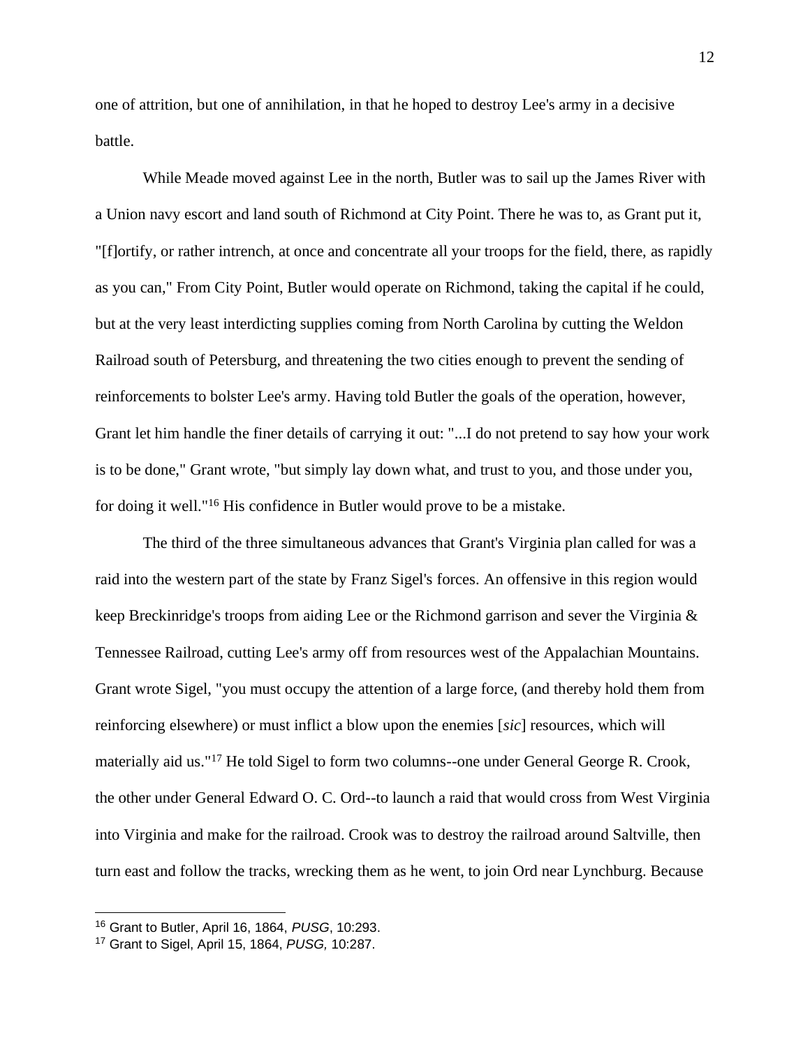one of attrition, but one of annihilation, in that he hoped to destroy Lee's army in a decisive battle.

While Meade moved against Lee in the north, Butler was to sail up the James River with a Union navy escort and land south of Richmond at City Point. There he was to, as Grant put it, "[f]ortify, or rather intrench, at once and concentrate all your troops for the field, there, as rapidly as you can," From City Point, Butler would operate on Richmond, taking the capital if he could, but at the very least interdicting supplies coming from North Carolina by cutting the Weldon Railroad south of Petersburg, and threatening the two cities enough to prevent the sending of reinforcements to bolster Lee's army. Having told Butler the goals of the operation, however, Grant let him handle the finer details of carrying it out: "...I do not pretend to say how your work is to be done," Grant wrote, "but simply lay down what, and trust to you, and those under you, for doing it well."[16] His confidence in Butler would prove to be a mistake.

The third of the three simultaneous advances that Grant's Virginia plan called for was a raid into the western part of the state by Franz Sigel's forces. An offensive in this region would keep Breckinridge's troops from aiding Lee or the Richmond garrison and sever the Virginia & Tennessee Railroad, cutting Lee's army off from resources west of the Appalachian Mountains. Grant wrote Sigel, "you must occupy the attention of a large force, (and thereby hold them from reinforcing elsewhere) or must inflict a blow upon the enemies [*sic*] resources, which will materially aid us."[17] He told Sigel to form two columns--one under General George R. Crook, the other under General Edward O. C. Ord--to launch a raid that would cross from West Virginia into Virginia and make for the railroad. Crook was to destroy the railroad around Saltville, then turn east and follow the tracks, wrecking them as he went, to join Ord near Lynchburg. Because

---

[16] Grant to Butler, April 16, 1864, *PUSG*, 10:293.

[17] Grant to Sigel, April 15, 1864, *PUSG,* 10:287.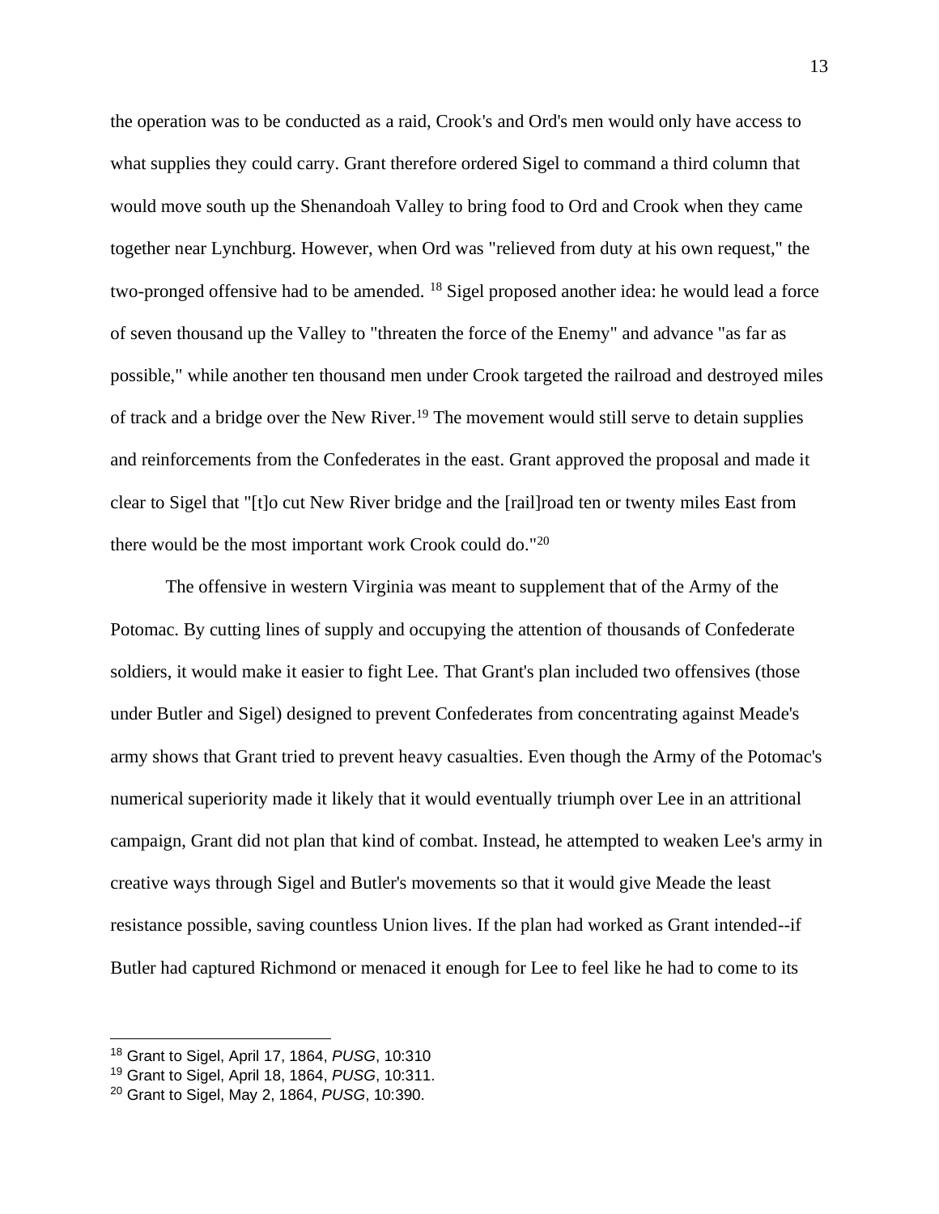the operation was to be conducted as a raid, Crook's and Ord's men would only have access to what supplies they could carry. Grant therefore ordered Sigel to command a third column that would move south up the Shenandoah Valley to bring food to Ord and Crook when they came together near Lynchburg. However, when Ord was "relieved from duty at his own request," the two-pronged offensive had to be amended. [18] Sigel proposed another idea: he would lead a force of seven thousand up the Valley to "threaten the force of the Enemy" and advance "as far as possible," while another ten thousand men under Crook targeted the railroad and destroyed miles of track and a bridge over the New River.[19] The movement would still serve to detain supplies and reinforcements from the Confederates in the east. Grant approved the proposal and made it clear to Sigel that "[t]o cut New River bridge and the [rail]road ten or twenty miles East from there would be the most important work Crook could do."[20]

The offensive in western Virginia was meant to supplement that of the Army of the Potomac. By cutting lines of supply and occupying the attention of thousands of Confederate soldiers, it would make it easier to fight Lee. That Grant's plan included two offensives (those under Butler and Sigel) designed to prevent Confederates from concentrating against Meade's army shows that Grant tried to prevent heavy casualties. Even though the Army of the Potomac's numerical superiority made it likely that it would eventually triumph over Lee in an attritional campaign, Grant did not plan that kind of combat. Instead, he attempted to weaken Lee's army in creative ways through Sigel and Butler's movements so that it would give Meade the least resistance possible, saving countless Union lives. If the plan had worked as Grant intended--if Butler had captured Richmond or menaced it enough for Lee to feel like he had to come to its

---

[18] Grant to Sigel, April 17, 1864, *PUSG*, 10:310

[19] Grant to Sigel, April 18, 1864, *PUSG*, 10:311.

[20] Grant to Sigel, May 2, 1864, *PUSG*, 10:390.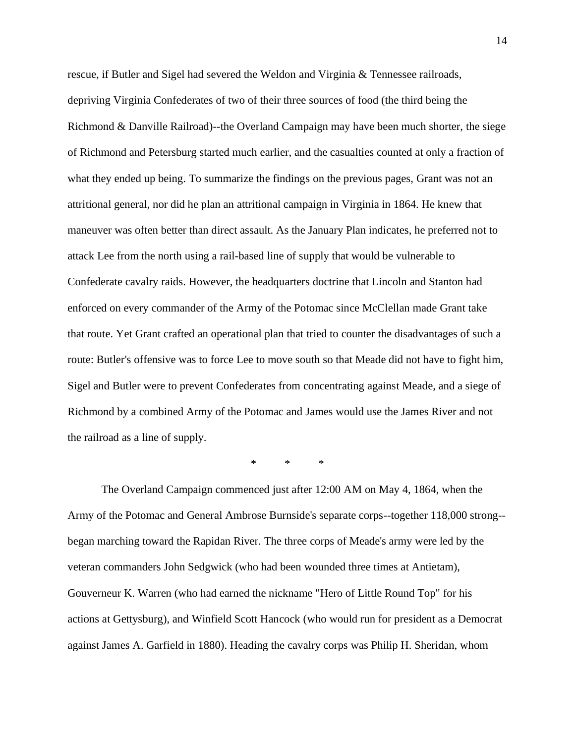rescue, if Butler and Sigel had severed the Weldon and Virginia & Tennessee railroads, depriving Virginia Confederates of two of their three sources of food (the third being the Richmond & Danville Railroad)--the Overland Campaign may have been much shorter, the siege of Richmond and Petersburg started much earlier, and the casualties counted at only a fraction of what they ended up being. To summarize the findings on the previous pages, Grant was not an attritional general, nor did he plan an attritional campaign in Virginia in 1864. He knew that maneuver was often better than direct assault. As the January Plan indicates, he preferred not to attack Lee from the north using a rail-based line of supply that would be vulnerable to Confederate cavalry raids. However, the headquarters doctrine that Lincoln and Stanton had enforced on every commander of the Army of the Potomac since McClellan made Grant take that route. Yet Grant crafted an operational plan that tried to counter the disadvantages of such a route: Butler's offensive was to force Lee to move south so that Meade did not have to fight him, Sigel and Butler were to prevent Confederates from concentrating against Meade, and a siege of Richmond by a combined Army of the Potomac and James would use the James River and not the railroad as a line of supply.

\*   \*   \*

The Overland Campaign commenced just after 12:00 AM on May 4, 1864, when the Army of the Potomac and General Ambrose Burnside's separate corps--together 118,000 strong--began marching toward the Rapidan River. The three corps of Meade's army were led by the veteran commanders John Sedgwick (who had been wounded three times at Antietam), Gouverneur K. Warren (who had earned the nickname "Hero of Little Round Top" for his actions at Gettysburg), and Winfield Scott Hancock (who would run for president as a Democrat against James A. Garfield in 1880). Heading the cavalry corps was Philip H. Sheridan, whom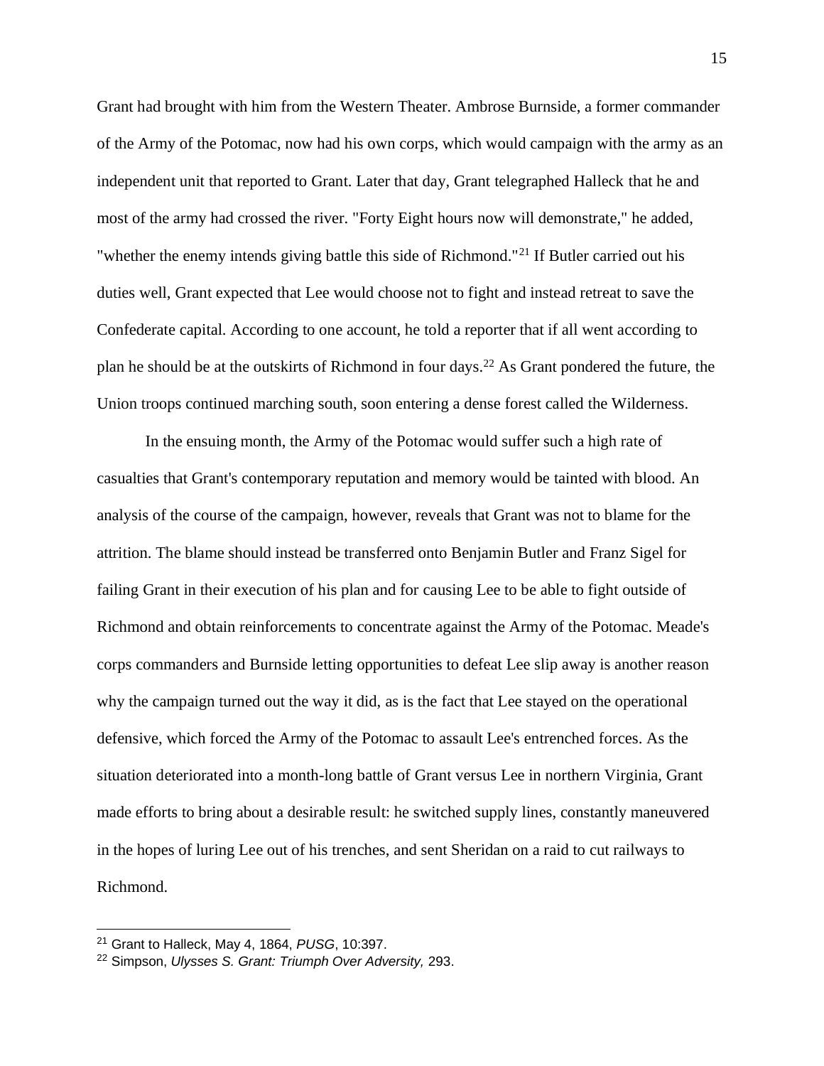Grant had brought with him from the Western Theater. Ambrose Burnside, a former commander of the Army of the Potomac, now had his own corps, which would campaign with the army as an independent unit that reported to Grant. Later that day, Grant telegraphed Halleck that he and most of the army had crossed the river. "Forty Eight hours now will demonstrate," he added, "whether the enemy intends giving battle this side of Richmond."[21] If Butler carried out his duties well, Grant expected that Lee would choose not to fight and instead retreat to save the Confederate capital. According to one account, he told a reporter that if all went according to plan he should be at the outskirts of Richmond in four days.[22] As Grant pondered the future, the Union troops continued marching south, soon entering a dense forest called the Wilderness.

In the ensuing month, the Army of the Potomac would suffer such a high rate of casualties that Grant's contemporary reputation and memory would be tainted with blood. An analysis of the course of the campaign, however, reveals that Grant was not to blame for the attrition. The blame should instead be transferred onto Benjamin Butler and Franz Sigel for failing Grant in their execution of his plan and for causing Lee to be able to fight outside of Richmond and obtain reinforcements to concentrate against the Army of the Potomac. Meade's corps commanders and Burnside letting opportunities to defeat Lee slip away is another reason why the campaign turned out the way it did, as is the fact that Lee stayed on the operational defensive, which forced the Army of the Potomac to assault Lee's entrenched forces. As the situation deteriorated into a month-long battle of Grant versus Lee in northern Virginia, Grant made efforts to bring about a desirable result: he switched supply lines, constantly maneuvered in the hopes of luring Lee out of his trenches, and sent Sheridan on a raid to cut railways to Richmond.

---

[21] Grant to Halleck, May 4, 1864, *PUSG*, 10:397.

[22] Simpson, *Ulysses S. Grant: Triumph Over Adversity,* 293.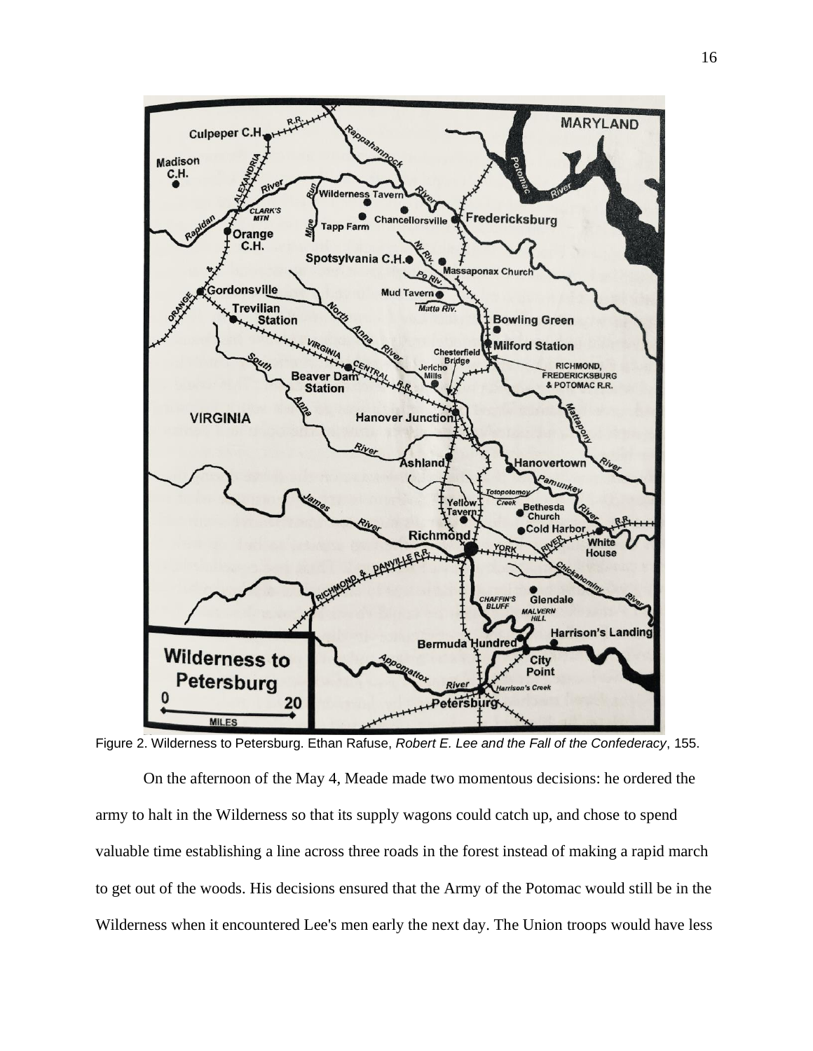Figure 2. Wilderness to Petersburg. Ethan Rafuse, *Robert E. Lee and the Fall of the Confederacy*, 155.

On the afternoon of the May 4, Meade made two momentous decisions: he ordered the army to halt in the Wilderness so that its supply wagons could catch up, and chose to spend valuable time establishing a line across three roads in the forest instead of making a rapid march to get out of the woods. His decisions ensured that the Army of the Potomac would still be in the Wilderness when it encountered Lee's men early the next day. The Union troops would have less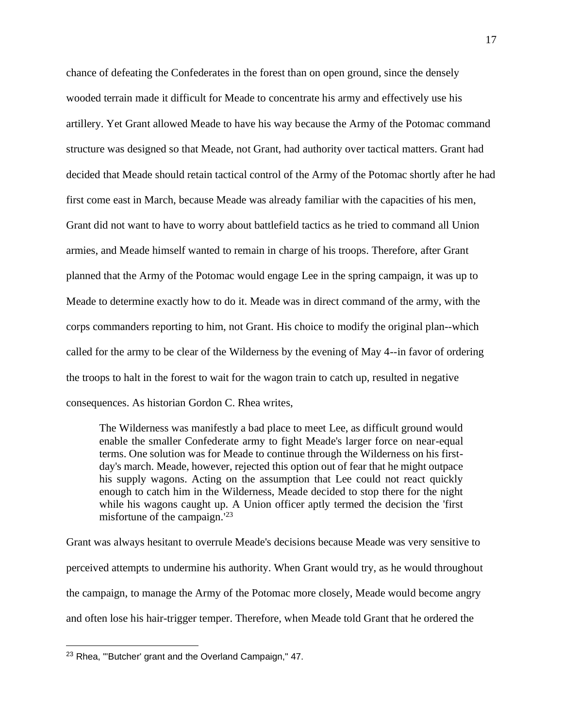chance of defeating the Confederates in the forest than on open ground, since the densely wooded terrain made it difficult for Meade to concentrate his army and effectively use his artillery. Yet Grant allowed Meade to have his way because the Army of the Potomac command structure was designed so that Meade, not Grant, had authority over tactical matters. Grant had decided that Meade should retain tactical control of the Army of the Potomac shortly after he had first come east in March, because Meade was already familiar with the capacities of his men, Grant did not want to have to worry about battlefield tactics as he tried to command all Union armies, and Meade himself wanted to remain in charge of his troops. Therefore, after Grant planned that the Army of the Potomac would engage Lee in the spring campaign, it was up to Meade to determine exactly how to do it. Meade was in direct command of the army, with the corps commanders reporting to him, not Grant. His choice to modify the original plan--which called for the army to be clear of the Wilderness by the evening of May 4--in favor of ordering the troops to halt in the forest to wait for the wagon train to catch up, resulted in negative consequences. As historian Gordon C. Rhea writes,

> The Wilderness was manifestly a bad place to meet Lee, as difficult ground would enable the smaller Confederate army to fight Meade's larger force on near-equal terms. One solution was for Meade to continue through the Wilderness on his first-day's march. Meade, however, rejected this option out of fear that he might outpace his supply wagons. Acting on the assumption that Lee could not react quickly enough to catch him in the Wilderness, Meade decided to stop there for the night while his wagons caught up. A Union officer aptly termed the decision the 'first misfortune of the campaign.'[23]

Grant was always hesitant to overrule Meade's decisions because Meade was very sensitive to perceived attempts to undermine his authority. When Grant would try, as he would throughout the campaign, to manage the Army of the Potomac more closely, Meade would become angry and often lose his hair-trigger temper. Therefore, when Meade told Grant that he ordered the

[23] Rhea, "'Butcher' grant and the Overland Campaign," 47.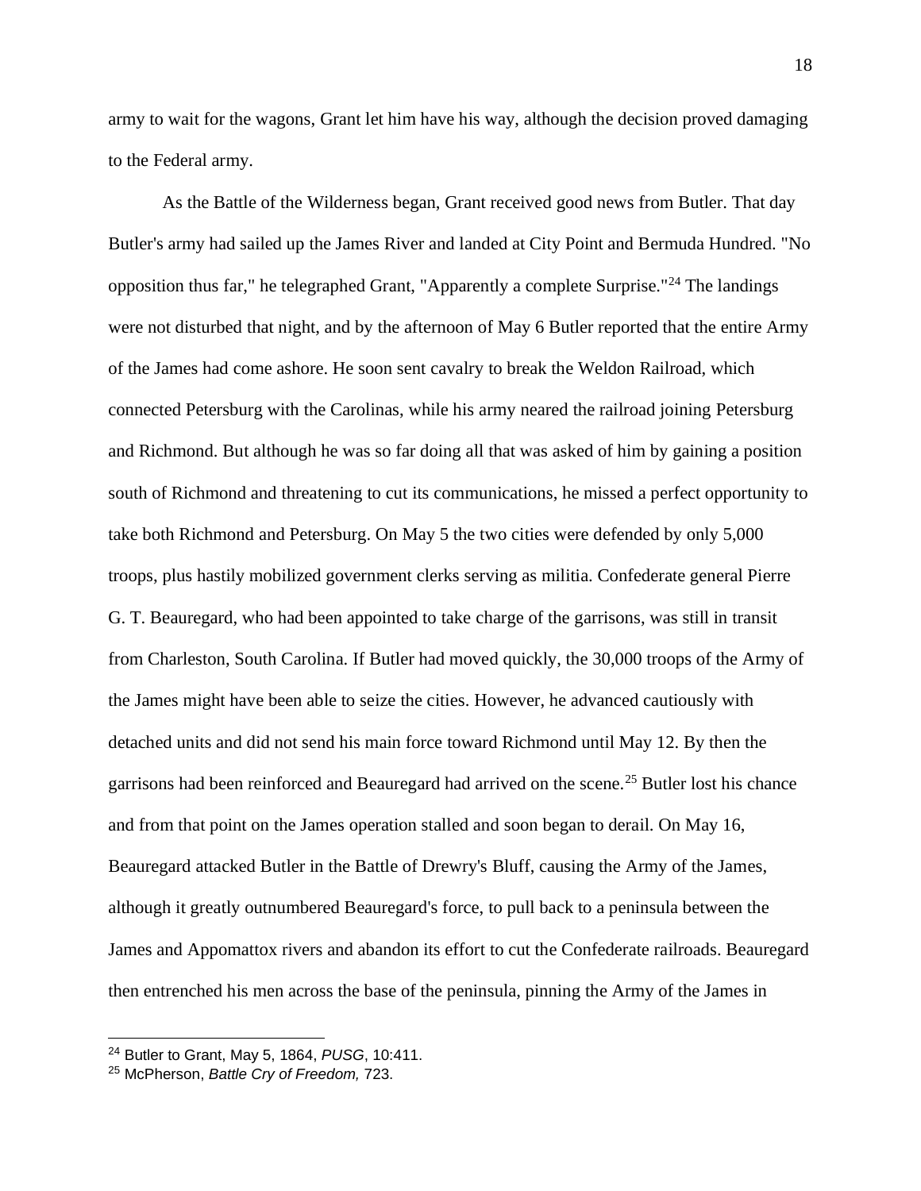army to wait for the wagons, Grant let him have his way, although the decision proved damaging to the Federal army.

As the Battle of the Wilderness began, Grant received good news from Butler. That day Butler's army had sailed up the James River and landed at City Point and Bermuda Hundred. "No opposition thus far," he telegraphed Grant, "Apparently a complete Surprise."[24] The landings were not disturbed that night, and by the afternoon of May 6 Butler reported that the entire Army of the James had come ashore. He soon sent cavalry to break the Weldon Railroad, which connected Petersburg with the Carolinas, while his army neared the railroad joining Petersburg and Richmond. But although he was so far doing all that was asked of him by gaining a position south of Richmond and threatening to cut its communications, he missed a perfect opportunity to take both Richmond and Petersburg. On May 5 the two cities were defended by only 5,000 troops, plus hastily mobilized government clerks serving as militia. Confederate general Pierre G. T. Beauregard, who had been appointed to take charge of the garrisons, was still in transit from Charleston, South Carolina. If Butler had moved quickly, the 30,000 troops of the Army of the James might have been able to seize the cities. However, he advanced cautiously with detached units and did not send his main force toward Richmond until May 12. By then the garrisons had been reinforced and Beauregard had arrived on the scene.[25] Butler lost his chance and from that point on the James operation stalled and soon began to derail. On May 16, Beauregard attacked Butler in the Battle of Drewry's Bluff, causing the Army of the James, although it greatly outnumbered Beauregard's force, to pull back to a peninsula between the James and Appomattox rivers and abandon its effort to cut the Confederate railroads. Beauregard then entrenched his men across the base of the peninsula, pinning the Army of the James in

---

[24] Butler to Grant, May 5, 1864, *PUSG*, 10:411.

[25] McPherson, *Battle Cry of Freedom,* 723.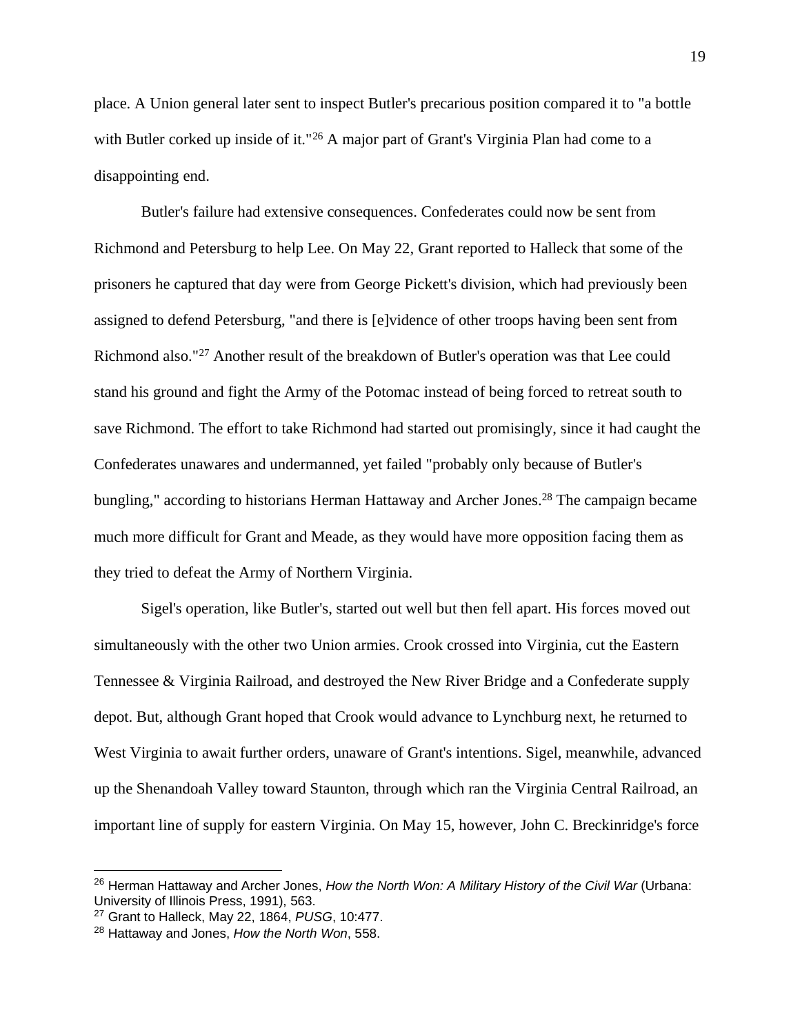place. A Union general later sent to inspect Butler's precarious position compared it to "a bottle with Butler corked up inside of it."[26] A major part of Grant's Virginia Plan had come to a disappointing end.

Butler's failure had extensive consequences. Confederates could now be sent from Richmond and Petersburg to help Lee. On May 22, Grant reported to Halleck that some of the prisoners he captured that day were from George Pickett's division, which had previously been assigned to defend Petersburg, "and there is [e]vidence of other troops having been sent from Richmond also."[27] Another result of the breakdown of Butler's operation was that Lee could stand his ground and fight the Army of the Potomac instead of being forced to retreat south to save Richmond. The effort to take Richmond had started out promisingly, since it had caught the Confederates unawares and undermanned, yet failed "probably only because of Butler's bungling," according to historians Herman Hattaway and Archer Jones.[28] The campaign became much more difficult for Grant and Meade, as they would have more opposition facing them as they tried to defeat the Army of Northern Virginia.

Sigel's operation, like Butler's, started out well but then fell apart. His forces moved out simultaneously with the other two Union armies. Crook crossed into Virginia, cut the Eastern Tennessee & Virginia Railroad, and destroyed the New River Bridge and a Confederate supply depot. But, although Grant hoped that Crook would advance to Lynchburg next, he returned to West Virginia to await further orders, unaware of Grant's intentions. Sigel, meanwhile, advanced up the Shenandoah Valley toward Staunton, through which ran the Virginia Central Railroad, an important line of supply for eastern Virginia. On May 15, however, John C. Breckinridge's force

---

[26] Herman Hattaway and Archer Jones, *How the North Won: A Military History of the Civil War* (Urbana: University of Illinois Press, 1991), 563.

[27] Grant to Halleck, May 22, 1864, *PUSG*, 10:477.

[28] Hattaway and Jones, *How the North Won*, 558.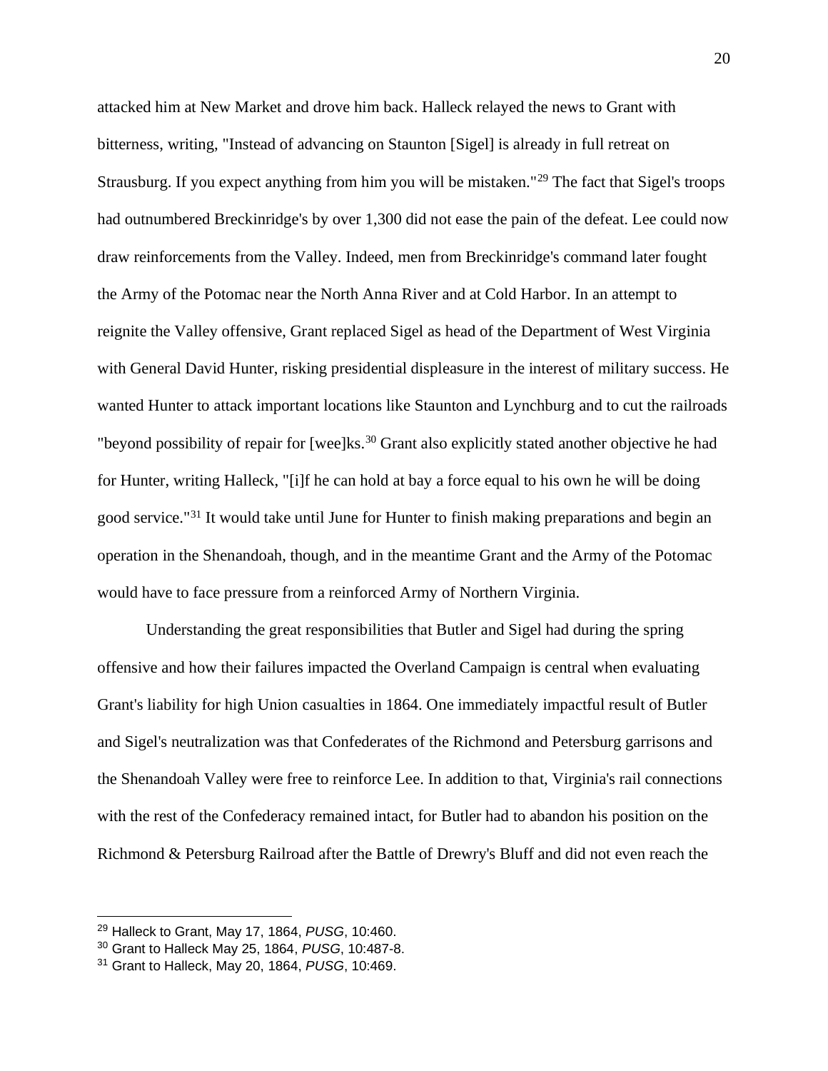attacked him at New Market and drove him back. Halleck relayed the news to Grant with bitterness, writing, "Instead of advancing on Staunton [Sigel] is already in full retreat on Strausburg. If you expect anything from him you will be mistaken."[29] The fact that Sigel's troops had outnumbered Breckinridge's by over 1,300 did not ease the pain of the defeat. Lee could now draw reinforcements from the Valley. Indeed, men from Breckinridge's command later fought the Army of the Potomac near the North Anna River and at Cold Harbor. In an attempt to reignite the Valley offensive, Grant replaced Sigel as head of the Department of West Virginia with General David Hunter, risking presidential displeasure in the interest of military success. He wanted Hunter to attack important locations like Staunton and Lynchburg and to cut the railroads "beyond possibility of repair for [wee]ks.[30] Grant also explicitly stated another objective he had for Hunter, writing Halleck, "[i]f he can hold at bay a force equal to his own he will be doing good service."[31] It would take until June for Hunter to finish making preparations and begin an operation in the Shenandoah, though, and in the meantime Grant and the Army of the Potomac would have to face pressure from a reinforced Army of Northern Virginia.

Understanding the great responsibilities that Butler and Sigel had during the spring offensive and how their failures impacted the Overland Campaign is central when evaluating Grant's liability for high Union casualties in 1864. One immediately impactful result of Butler and Sigel's neutralization was that Confederates of the Richmond and Petersburg garrisons and the Shenandoah Valley were free to reinforce Lee. In addition to that, Virginia's rail connections with the rest of the Confederacy remained intact, for Butler had to abandon his position on the Richmond & Petersburg Railroad after the Battle of Drewry's Bluff and did not even reach the

[29] Halleck to Grant, May 17, 1864, *PUSG*, 10:460.
[30] Grant to Halleck May 25, 1864, *PUSG*, 10:487-8.
[31] Grant to Halleck, May 20, 1864, *PUSG*, 10:469.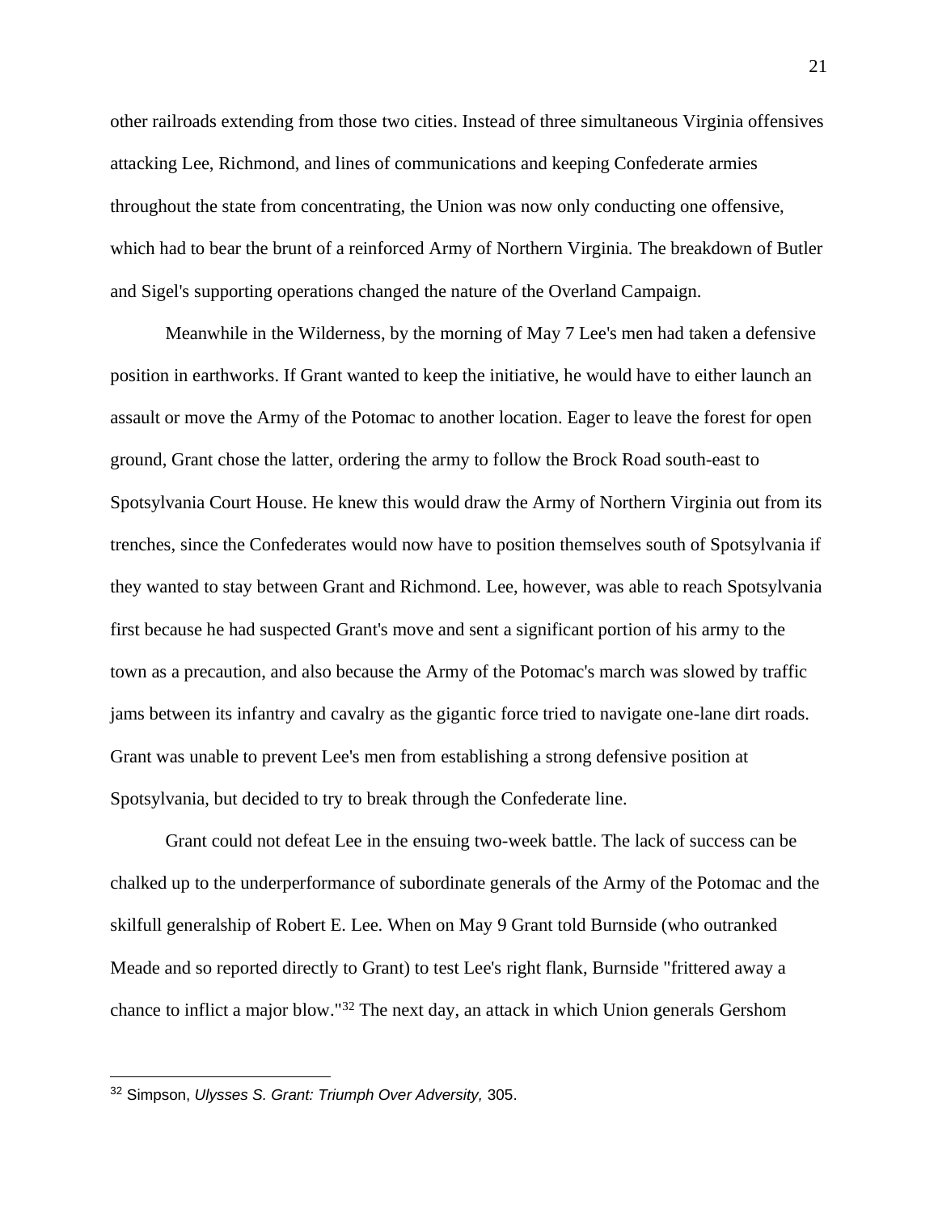other railroads extending from those two cities. Instead of three simultaneous Virginia offensives attacking Lee, Richmond, and lines of communications and keeping Confederate armies throughout the state from concentrating, the Union was now only conducting one offensive, which had to bear the brunt of a reinforced Army of Northern Virginia. The breakdown of Butler and Sigel's supporting operations changed the nature of the Overland Campaign.

Meanwhile in the Wilderness, by the morning of May 7 Lee's men had taken a defensive position in earthworks. If Grant wanted to keep the initiative, he would have to either launch an assault or move the Army of the Potomac to another location. Eager to leave the forest for open ground, Grant chose the latter, ordering the army to follow the Brock Road south-east to Spotsylvania Court House. He knew this would draw the Army of Northern Virginia out from its trenches, since the Confederates would now have to position themselves south of Spotsylvania if they wanted to stay between Grant and Richmond. Lee, however, was able to reach Spotsylvania first because he had suspected Grant's move and sent a significant portion of his army to the town as a precaution, and also because the Army of the Potomac's march was slowed by traffic jams between its infantry and cavalry as the gigantic force tried to navigate one-lane dirt roads. Grant was unable to prevent Lee's men from establishing a strong defensive position at Spotsylvania, but decided to try to break through the Confederate line.

Grant could not defeat Lee in the ensuing two-week battle. The lack of success can be chalked up to the underperformance of subordinate generals of the Army of the Potomac and the skilfull generalship of Robert E. Lee. When on May 9 Grant told Burnside (who outranked Meade and so reported directly to Grant) to test Lee's right flank, Burnside "frittered away a chance to inflict a major blow."[32] The next day, an attack in which Union generals Gershom

---

[32] Simpson, *Ulysses S. Grant: Triumph Over Adversity,* 305.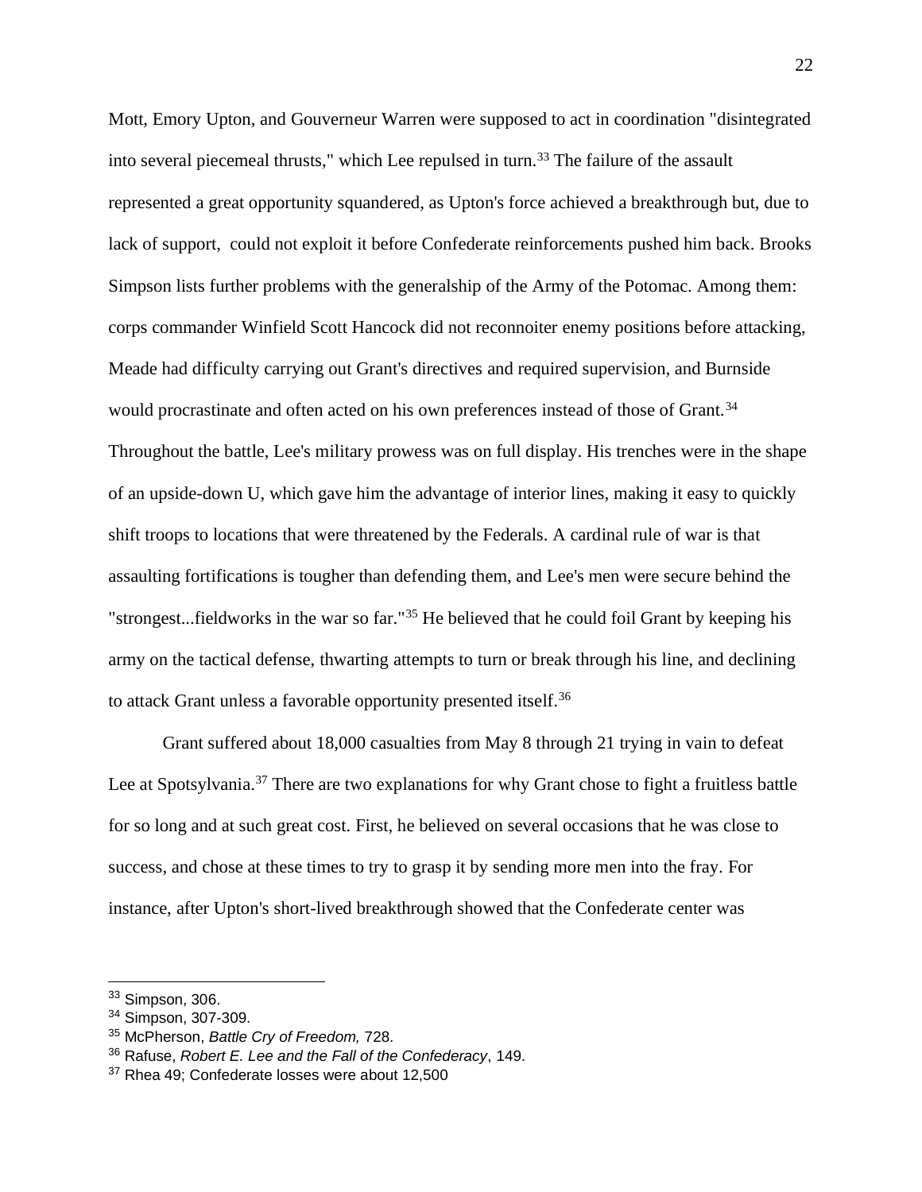Mott, Emory Upton, and Gouverneur Warren were supposed to act in coordination "disintegrated into several piecemeal thrusts," which Lee repulsed in turn.[33] The failure of the assault represented a great opportunity squandered, as Upton's force achieved a breakthrough but, due to lack of support, could not exploit it before Confederate reinforcements pushed him back. Brooks Simpson lists further problems with the generalship of the Army of the Potomac. Among them: corps commander Winfield Scott Hancock did not reconnoiter enemy positions before attacking, Meade had difficulty carrying out Grant's directives and required supervision, and Burnside would procrastinate and often acted on his own preferences instead of those of Grant.[34] Throughout the battle, Lee's military prowess was on full display. His trenches were in the shape of an upside-down U, which gave him the advantage of interior lines, making it easy to quickly shift troops to locations that were threatened by the Federals. A cardinal rule of war is that assaulting fortifications is tougher than defending them, and Lee's men were secure behind the "strongest...fieldworks in the war so far."[35] He believed that he could foil Grant by keeping his army on the tactical defense, thwarting attempts to turn or break through his line, and declining to attack Grant unless a favorable opportunity presented itself.[36]

Grant suffered about 18,000 casualties from May 8 through 21 trying in vain to defeat Lee at Spotsylvania.[37] There are two explanations for why Grant chose to fight a fruitless battle for so long and at such great cost. First, he believed on several occasions that he was close to success, and chose at these times to try to grasp it by sending more men into the fray. For instance, after Upton's short-lived breakthrough showed that the Confederate center was

---

[33] Simpson, 306.
[34] Simpson, 307-309.
[35] McPherson, *Battle Cry of Freedom,* 728.
[36] Rafuse, *Robert E. Lee and the Fall of the Confederacy*, 149.
[37] Rhea 49; Confederate losses were about 12,500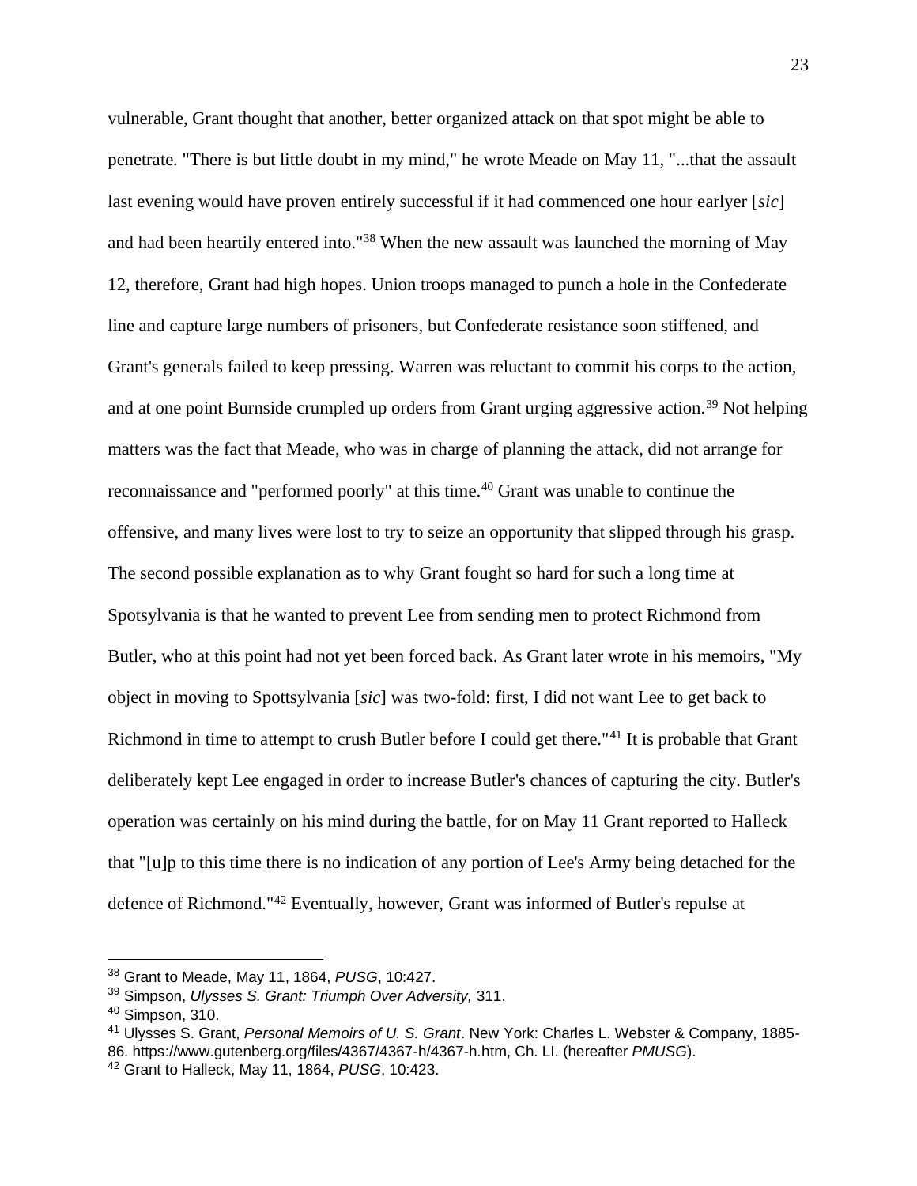vulnerable, Grant thought that another, better organized attack on that spot might be able to penetrate. "There is but little doubt in my mind," he wrote Meade on May 11, "...that the assault last evening would have proven entirely successful if it had commenced one hour earlyer [*sic*] and had been heartily entered into."[38] When the new assault was launched the morning of May 12, therefore, Grant had high hopes. Union troops managed to punch a hole in the Confederate line and capture large numbers of prisoners, but Confederate resistance soon stiffened, and Grant's generals failed to keep pressing. Warren was reluctant to commit his corps to the action, and at one point Burnside crumpled up orders from Grant urging aggressive action.[39] Not helping matters was the fact that Meade, who was in charge of planning the attack, did not arrange for reconnaissance and "performed poorly" at this time.[40] Grant was unable to continue the offensive, and many lives were lost to try to seize an opportunity that slipped through his grasp.

The second possible explanation as to why Grant fought so hard for such a long time at Spotsylvania is that he wanted to prevent Lee from sending men to protect Richmond from Butler, who at this point had not yet been forced back. As Grant later wrote in his memoirs, "My object in moving to Spottsylvania [*sic*] was two-fold: first, I did not want Lee to get back to Richmond in time to attempt to crush Butler before I could get there."[41] It is probable that Grant deliberately kept Lee engaged in order to increase Butler's chances of capturing the city. Butler's operation was certainly on his mind during the battle, for on May 11 Grant reported to Halleck that "[u]p to this time there is no indication of any portion of Lee's Army being detached for the defence of Richmond."[42] Eventually, however, Grant was informed of Butler's repulse at

---

[38] Grant to Meade, May 11, 1864, *PUSG*, 10:427.

[39] Simpson, *Ulysses S. Grant: Triumph Over Adversity,* 311.

[40] Simpson, 310.

[41] Ulysses S. Grant, *Personal Memoirs of U. S. Grant*. New York: Charles L. Webster & Company, 1885-86. https://www.gutenberg.org/files/4367/4367-h/4367-h.htm, Ch. LI. (hereafter *PMUSG*).

[42] Grant to Halleck, May 11, 1864, *PUSG*, 10:423.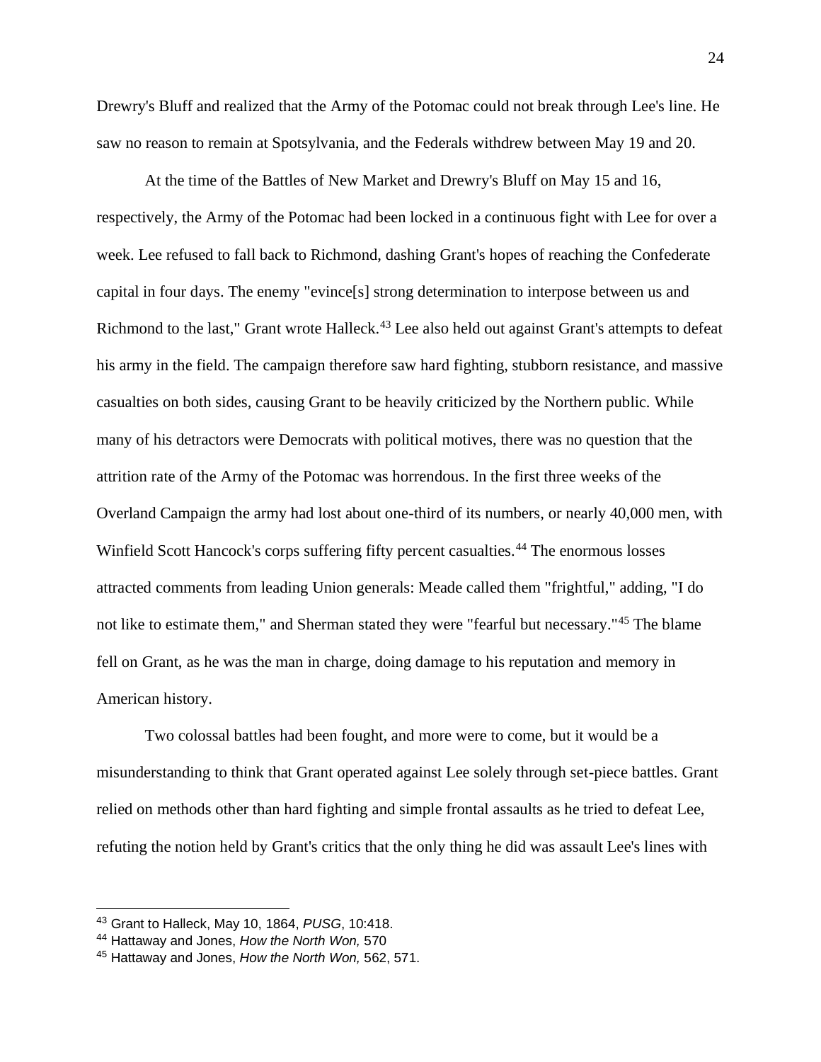Drewry's Bluff and realized that the Army of the Potomac could not break through Lee's line. He saw no reason to remain at Spotsylvania, and the Federals withdrew between May 19 and 20.

At the time of the Battles of New Market and Drewry's Bluff on May 15 and 16, respectively, the Army of the Potomac had been locked in a continuous fight with Lee for over a week. Lee refused to fall back to Richmond, dashing Grant's hopes of reaching the Confederate capital in four days. The enemy "evince[s] strong determination to interpose between us and Richmond to the last," Grant wrote Halleck.[43] Lee also held out against Grant's attempts to defeat his army in the field. The campaign therefore saw hard fighting, stubborn resistance, and massive casualties on both sides, causing Grant to be heavily criticized by the Northern public. While many of his detractors were Democrats with political motives, there was no question that the attrition rate of the Army of the Potomac was horrendous. In the first three weeks of the Overland Campaign the army had lost about one-third of its numbers, or nearly 40,000 men, with Winfield Scott Hancock's corps suffering fifty percent casualties.[44] The enormous losses attracted comments from leading Union generals: Meade called them "frightful," adding, "I do not like to estimate them," and Sherman stated they were "fearful but necessary."[45] The blame fell on Grant, as he was the man in charge, doing damage to his reputation and memory in American history.

Two colossal battles had been fought, and more were to come, but it would be a misunderstanding to think that Grant operated against Lee solely through set-piece battles. Grant relied on methods other than hard fighting and simple frontal assaults as he tried to defeat Lee, refuting the notion held by Grant's critics that the only thing he did was assault Lee's lines with

---

[43] Grant to Halleck, May 10, 1864, *PUSG*, 10:418.

[44] Hattaway and Jones, *How the North Won,* 570

[45] Hattaway and Jones, *How the North Won,* 562, 571.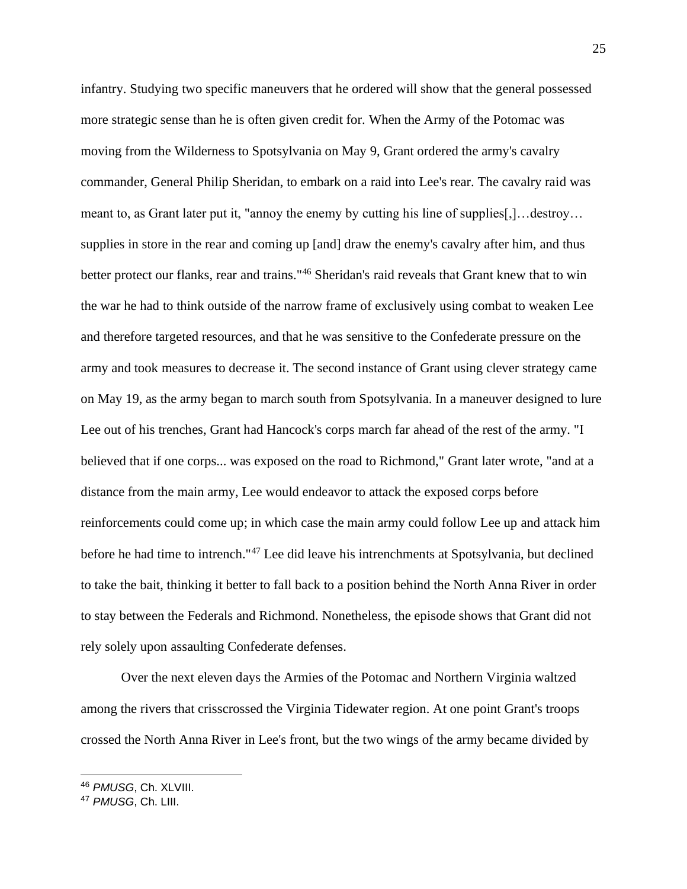infantry. Studying two specific maneuvers that he ordered will show that the general possessed more strategic sense than he is often given credit for. When the Army of the Potomac was moving from the Wilderness to Spotsylvania on May 9, Grant ordered the army's cavalry commander, General Philip Sheridan, to embark on a raid into Lee's rear. The cavalry raid was meant to, as Grant later put it, "annoy the enemy by cutting his line of supplies[,]…destroy… supplies in store in the rear and coming up [and] draw the enemy's cavalry after him, and thus better protect our flanks, rear and trains."[46] Sheridan's raid reveals that Grant knew that to win the war he had to think outside of the narrow frame of exclusively using combat to weaken Lee and therefore targeted resources, and that he was sensitive to the Confederate pressure on the army and took measures to decrease it. The second instance of Grant using clever strategy came on May 19, as the army began to march south from Spotsylvania. In a maneuver designed to lure Lee out of his trenches, Grant had Hancock's corps march far ahead of the rest of the army. "I believed that if one corps... was exposed on the road to Richmond," Grant later wrote, "and at a distance from the main army, Lee would endeavor to attack the exposed corps before reinforcements could come up; in which case the main army could follow Lee up and attack him before he had time to intrench."[47] Lee did leave his intrenchments at Spotsylvania, but declined to take the bait, thinking it better to fall back to a position behind the North Anna River in order to stay between the Federals and Richmond. Nonetheless, the episode shows that Grant did not rely solely upon assaulting Confederate defenses.

Over the next eleven days the Armies of the Potomac and Northern Virginia waltzed among the rivers that crisscrossed the Virginia Tidewater region. At one point Grant's troops crossed the North Anna River in Lee's front, but the two wings of the army became divided by

---

[46] *PMUSG*, Ch. XLVIII.

[47] *PMUSG*, Ch. LIII.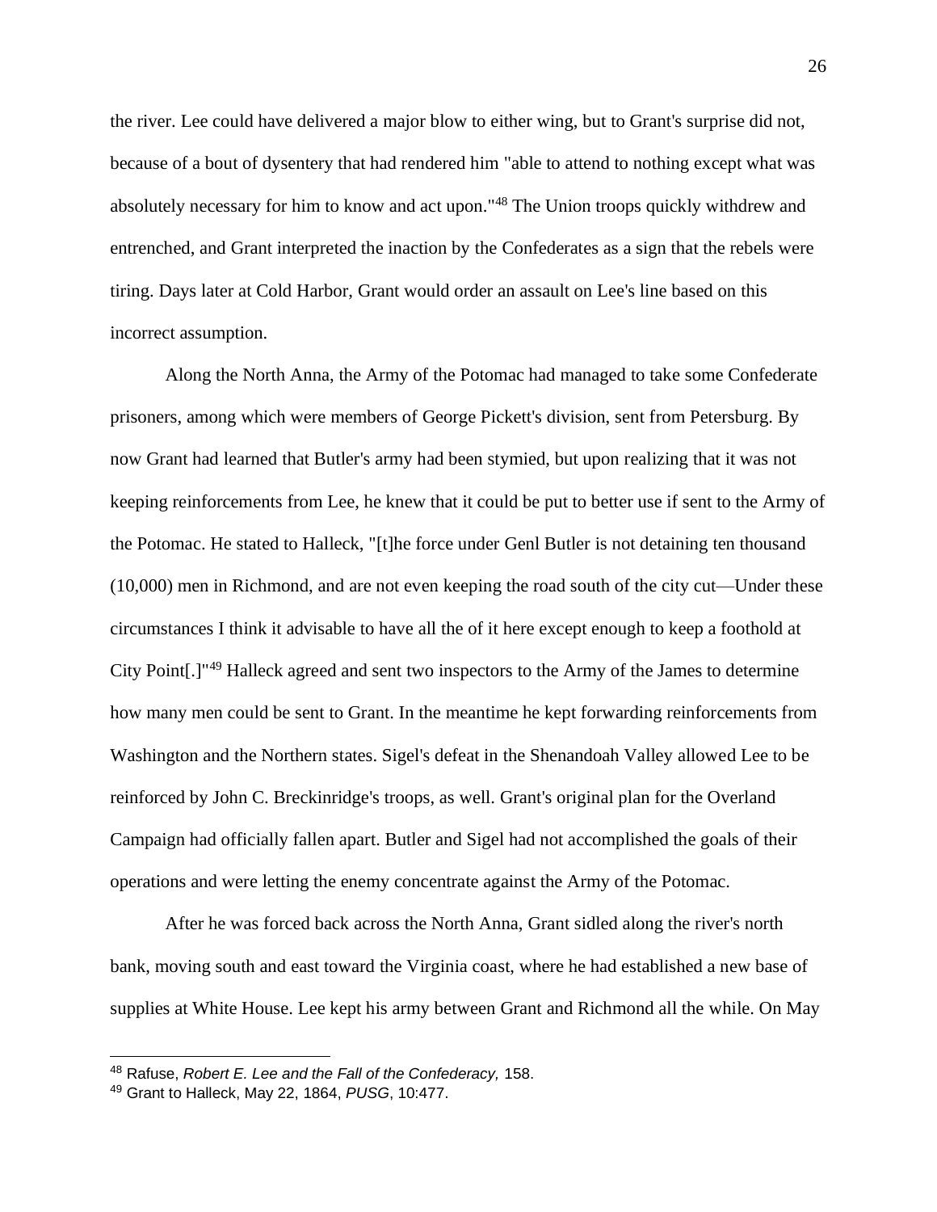the river. Lee could have delivered a major blow to either wing, but to Grant's surprise did not, because of a bout of dysentery that had rendered him "able to attend to nothing except what was absolutely necessary for him to know and act upon."[48] The Union troops quickly withdrew and entrenched, and Grant interpreted the inaction by the Confederates as a sign that the rebels were tiring. Days later at Cold Harbor, Grant would order an assault on Lee's line based on this incorrect assumption.

Along the North Anna, the Army of the Potomac had managed to take some Confederate prisoners, among which were members of George Pickett's division, sent from Petersburg. By now Grant had learned that Butler's army had been stymied, but upon realizing that it was not keeping reinforcements from Lee, he knew that it could be put to better use if sent to the Army of the Potomac. He stated to Halleck, "[t]he force under Genl Butler is not detaining ten thousand (10,000) men in Richmond, and are not even keeping the road south of the city cut—Under these circumstances I think it advisable to have all the of it here except enough to keep a foothold at City Point[.]"[49] Halleck agreed and sent two inspectors to the Army of the James to determine how many men could be sent to Grant. In the meantime he kept forwarding reinforcements from Washington and the Northern states. Sigel's defeat in the Shenandoah Valley allowed Lee to be reinforced by John C. Breckinridge's troops, as well. Grant's original plan for the Overland Campaign had officially fallen apart. Butler and Sigel had not accomplished the goals of their operations and were letting the enemy concentrate against the Army of the Potomac.

After he was forced back across the North Anna, Grant sidled along the river's north bank, moving south and east toward the Virginia coast, where he had established a new base of supplies at White House. Lee kept his army between Grant and Richmond all the while. On May

---

[48] Rafuse, *Robert E. Lee and the Fall of the Confederacy,* 158.

[49] Grant to Halleck, May 22, 1864, *PUSG*, 10:477.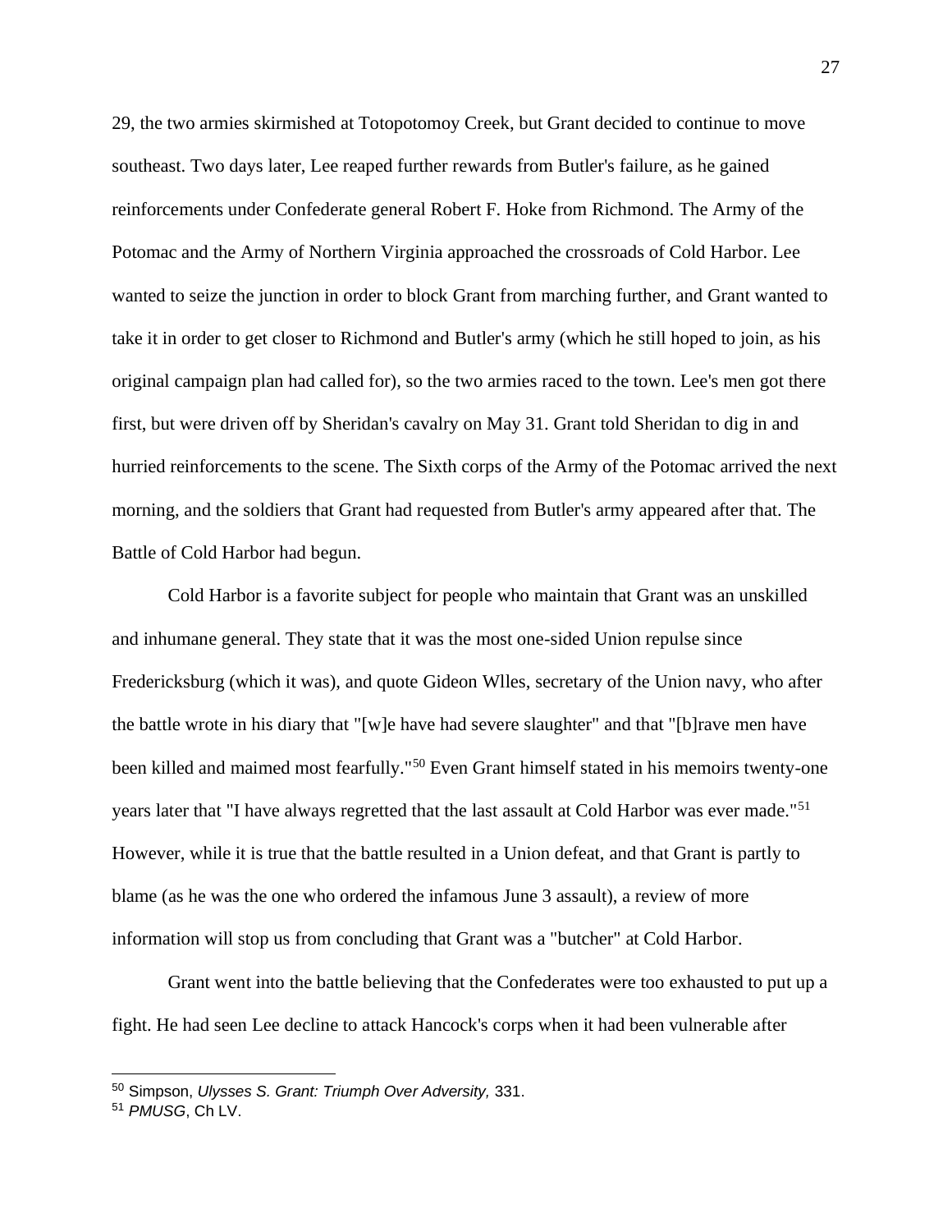29, the two armies skirmished at Totopotomoy Creek, but Grant decided to continue to move southeast. Two days later, Lee reaped further rewards from Butler's failure, as he gained reinforcements under Confederate general Robert F. Hoke from Richmond. The Army of the Potomac and the Army of Northern Virginia approached the crossroads of Cold Harbor. Lee wanted to seize the junction in order to block Grant from marching further, and Grant wanted to take it in order to get closer to Richmond and Butler's army (which he still hoped to join, as his original campaign plan had called for), so the two armies raced to the town. Lee's men got there first, but were driven off by Sheridan's cavalry on May 31. Grant told Sheridan to dig in and hurried reinforcements to the scene. The Sixth corps of the Army of the Potomac arrived the next morning, and the soldiers that Grant had requested from Butler's army appeared after that. The Battle of Cold Harbor had begun.

Cold Harbor is a favorite subject for people who maintain that Grant was an unskilled and inhumane general. They state that it was the most one-sided Union repulse since Fredericksburg (which it was), and quote Gideon Wlles, secretary of the Union navy, who after the battle wrote in his diary that "[w]e have had severe slaughter" and that "[b]rave men have been killed and maimed most fearfully."[50] Even Grant himself stated in his memoirs twenty-one years later that "I have always regretted that the last assault at Cold Harbor was ever made."[51] However, while it is true that the battle resulted in a Union defeat, and that Grant is partly to blame (as he was the one who ordered the infamous June 3 assault), a review of more information will stop us from concluding that Grant was a "butcher" at Cold Harbor.

Grant went into the battle believing that the Confederates were too exhausted to put up a fight. He had seen Lee decline to attack Hancock's corps when it had been vulnerable after

---

[50] Simpson, *Ulysses S. Grant: Triumph Over Adversity,* 331.

[51] *PMUSG*, Ch LV.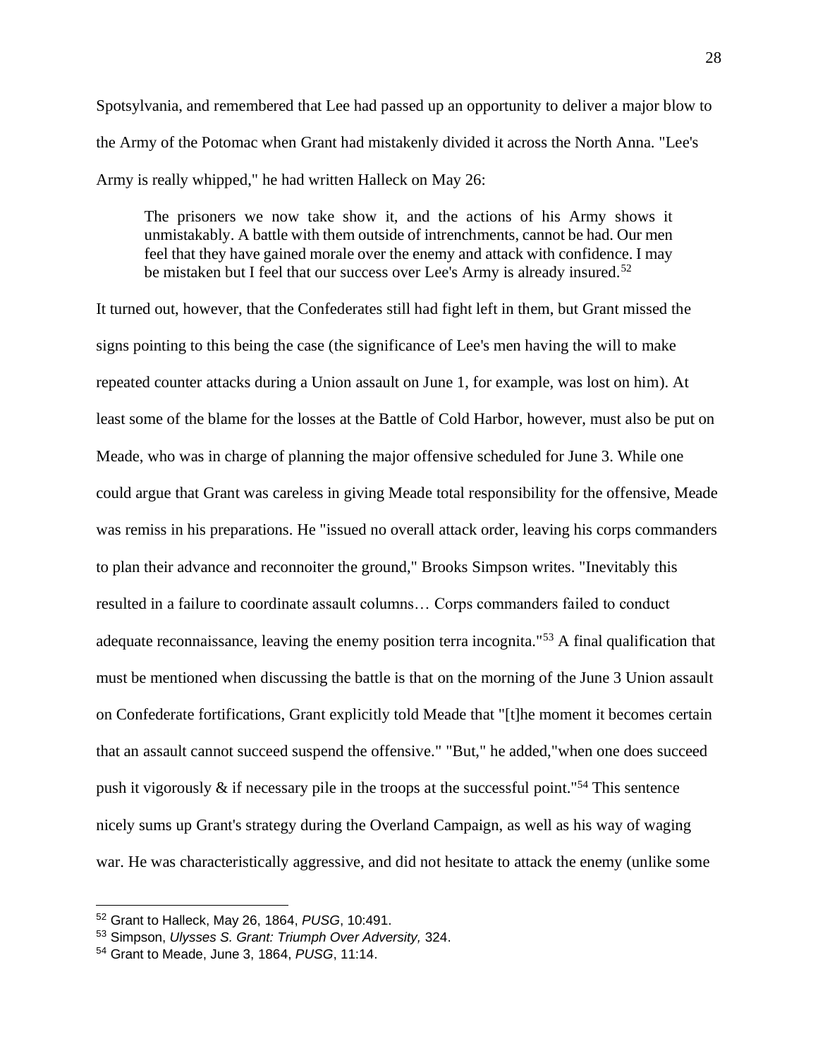Spotsylvania, and remembered that Lee had passed up an opportunity to deliver a major blow to the Army of the Potomac when Grant had mistakenly divided it across the North Anna. "Lee's Army is really whipped," he had written Halleck on May 26:

> The prisoners we now take show it, and the actions of his Army shows it unmistakably. A battle with them outside of intrenchments, cannot be had. Our men feel that they have gained morale over the enemy and attack with confidence. I may be mistaken but I feel that our success over Lee's Army is already insured.[52]

It turned out, however, that the Confederates still had fight left in them, but Grant missed the signs pointing to this being the case (the significance of Lee's men having the will to make repeated counter attacks during a Union assault on June 1, for example, was lost on him). At least some of the blame for the losses at the Battle of Cold Harbor, however, must also be put on Meade, who was in charge of planning the major offensive scheduled for June 3. While one could argue that Grant was careless in giving Meade total responsibility for the offensive, Meade was remiss in his preparations. He "issued no overall attack order, leaving his corps commanders to plan their advance and reconnoiter the ground," Brooks Simpson writes. "Inevitably this resulted in a failure to coordinate assault columns… Corps commanders failed to conduct adequate reconnaissance, leaving the enemy position terra incognita."[53] A final qualification that must be mentioned when discussing the battle is that on the morning of the June 3 Union assault on Confederate fortifications, Grant explicitly told Meade that "[t]he moment it becomes certain that an assault cannot succeed suspend the offensive." "But," he added,"when one does succeed push it vigorously & if necessary pile in the troops at the successful point."[54] This sentence nicely sums up Grant's strategy during the Overland Campaign, as well as his way of waging war. He was characteristically aggressive, and did not hesitate to attack the enemy (unlike some

---

[52] Grant to Halleck, May 26, 1864, *PUSG*, 10:491.

[53] Simpson, *Ulysses S. Grant: Triumph Over Adversity,* 324.

[54] Grant to Meade, June 3, 1864, *PUSG*, 11:14.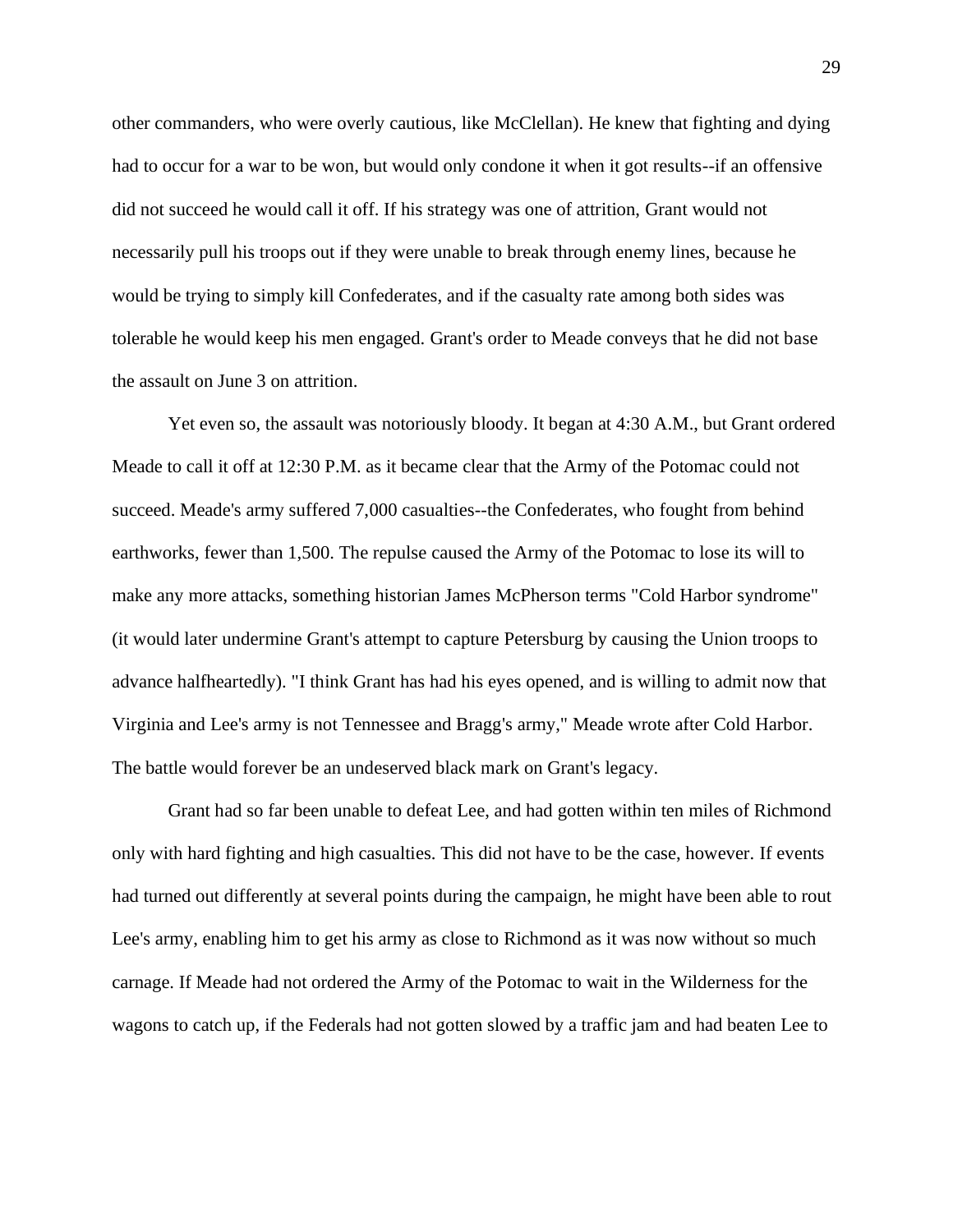other commanders, who were overly cautious, like McClellan). He knew that fighting and dying had to occur for a war to be won, but would only condone it when it got results--if an offensive did not succeed he would call it off. If his strategy was one of attrition, Grant would not necessarily pull his troops out if they were unable to break through enemy lines, because he would be trying to simply kill Confederates, and if the casualty rate among both sides was tolerable he would keep his men engaged. Grant's order to Meade conveys that he did not base the assault on June 3 on attrition.

Yet even so, the assault was notoriously bloody. It began at 4:30 A.M., but Grant ordered Meade to call it off at 12:30 P.M. as it became clear that the Army of the Potomac could not succeed. Meade's army suffered 7,000 casualties--the Confederates, who fought from behind earthworks, fewer than 1,500. The repulse caused the Army of the Potomac to lose its will to make any more attacks, something historian James McPherson terms "Cold Harbor syndrome" (it would later undermine Grant's attempt to capture Petersburg by causing the Union troops to advance halfheartedly). "I think Grant has had his eyes opened, and is willing to admit now that Virginia and Lee's army is not Tennessee and Bragg's army," Meade wrote after Cold Harbor. The battle would forever be an undeserved black mark on Grant's legacy.

Grant had so far been unable to defeat Lee, and had gotten within ten miles of Richmond only with hard fighting and high casualties. This did not have to be the case, however. If events had turned out differently at several points during the campaign, he might have been able to rout Lee's army, enabling him to get his army as close to Richmond as it was now without so much carnage. If Meade had not ordered the Army of the Potomac to wait in the Wilderness for the wagons to catch up, if the Federals had not gotten slowed by a traffic jam and had beaten Lee to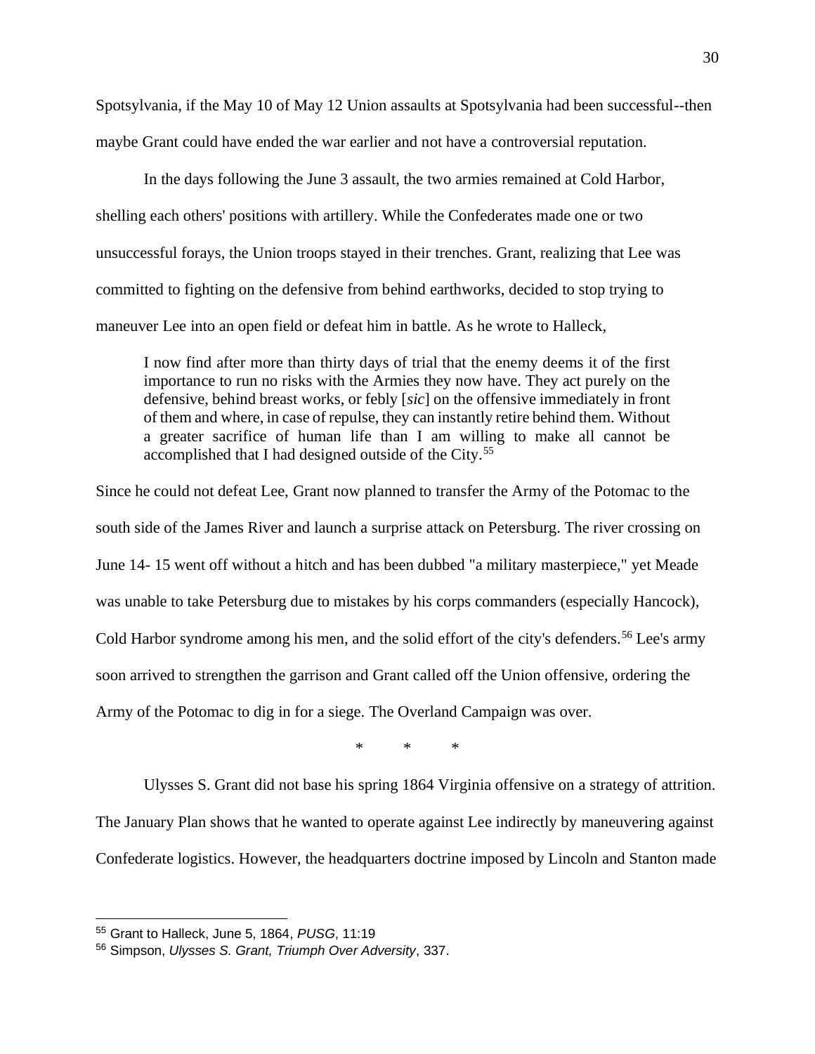Spotsylvania, if the May 10 of May 12 Union assaults at Spotsylvania had been successful--then maybe Grant could have ended the war earlier and not have a controversial reputation.

In the days following the June 3 assault, the two armies remained at Cold Harbor, shelling each others' positions with artillery. While the Confederates made one or two unsuccessful forays, the Union troops stayed in their trenches. Grant, realizing that Lee was committed to fighting on the defensive from behind earthworks, decided to stop trying to maneuver Lee into an open field or defeat him in battle. As he wrote to Halleck,

> I now find after more than thirty days of trial that the enemy deems it of the first importance to run no risks with the Armies they now have. They act purely on the defensive, behind breast works, or febly [*sic*] on the offensive immediately in front of them and where, in case of repulse, they can instantly retire behind them. Without a greater sacrifice of human life than I am willing to make all cannot be accomplished that I had designed outside of the City.[55]

Since he could not defeat Lee, Grant now planned to transfer the Army of the Potomac to the south side of the James River and launch a surprise attack on Petersburg. The river crossing on June 14- 15 went off without a hitch and has been dubbed "a military masterpiece," yet Meade was unable to take Petersburg due to mistakes by his corps commanders (especially Hancock), Cold Harbor syndrome among his men, and the solid effort of the city's defenders.[56] Lee's army soon arrived to strengthen the garrison and Grant called off the Union offensive, ordering the Army of the Potomac to dig in for a siege. The Overland Campaign was over.

\* \* \*

Ulysses S. Grant did not base his spring 1864 Virginia offensive on a strategy of attrition. The January Plan shows that he wanted to operate against Lee indirectly by maneuvering against Confederate logistics. However, the headquarters doctrine imposed by Lincoln and Stanton made

---

[55] Grant to Halleck, June 5, 1864, *PUSG*, 11:19

[56] Simpson, *Ulysses S. Grant, Triumph Over Adversity*, 337.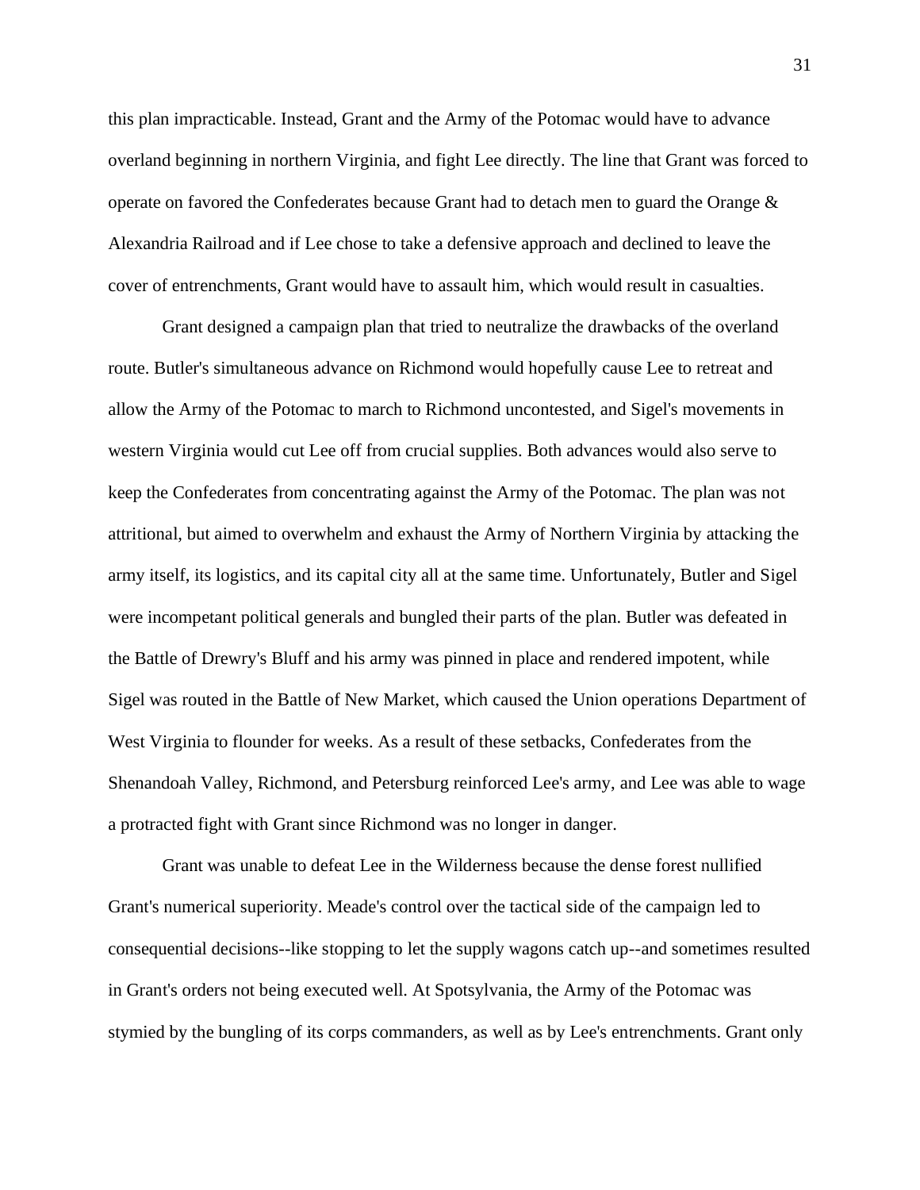this plan impracticable. Instead, Grant and the Army of the Potomac would have to advance overland beginning in northern Virginia, and fight Lee directly. The line that Grant was forced to operate on favored the Confederates because Grant had to detach men to guard the Orange & Alexandria Railroad and if Lee chose to take a defensive approach and declined to leave the cover of entrenchments, Grant would have to assault him, which would result in casualties.

Grant designed a campaign plan that tried to neutralize the drawbacks of the overland route. Butler's simultaneous advance on Richmond would hopefully cause Lee to retreat and allow the Army of the Potomac to march to Richmond uncontested, and Sigel's movements in western Virginia would cut Lee off from crucial supplies. Both advances would also serve to keep the Confederates from concentrating against the Army of the Potomac. The plan was not attritional, but aimed to overwhelm and exhaust the Army of Northern Virginia by attacking the army itself, its logistics, and its capital city all at the same time. Unfortunately, Butler and Sigel were incompetant political generals and bungled their parts of the plan. Butler was defeated in the Battle of Drewry's Bluff and his army was pinned in place and rendered impotent, while Sigel was routed in the Battle of New Market, which caused the Union operations Department of West Virginia to flounder for weeks. As a result of these setbacks, Confederates from the Shenandoah Valley, Richmond, and Petersburg reinforced Lee's army, and Lee was able to wage a protracted fight with Grant since Richmond was no longer in danger.

Grant was unable to defeat Lee in the Wilderness because the dense forest nullified Grant's numerical superiority. Meade's control over the tactical side of the campaign led to consequential decisions--like stopping to let the supply wagons catch up--and sometimes resulted in Grant's orders not being executed well. At Spotsylvania, the Army of the Potomac was stymied by the bungling of its corps commanders, as well as by Lee's entrenchments. Grant only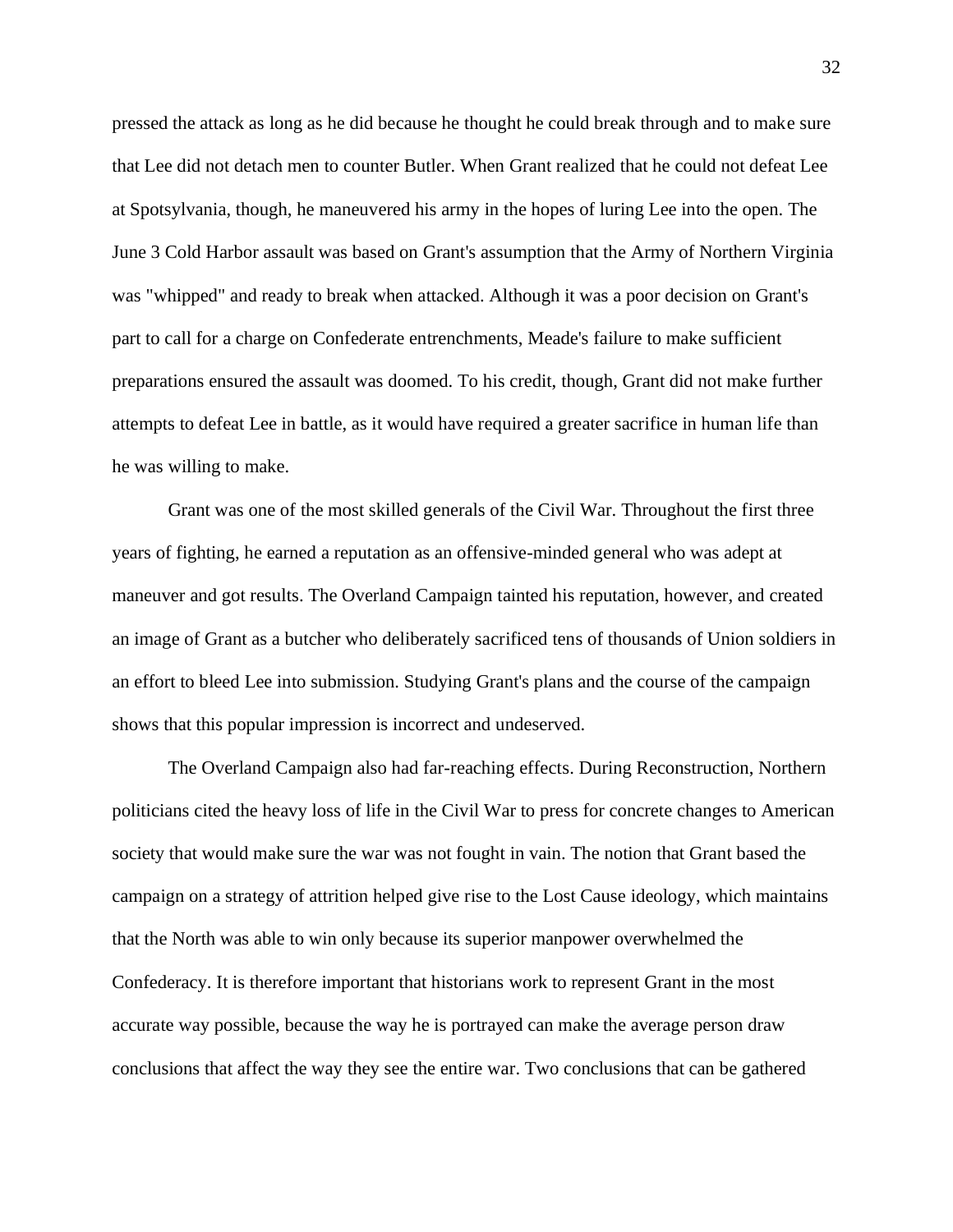pressed the attack as long as he did because he thought he could break through and to make sure that Lee did not detach men to counter Butler. When Grant realized that he could not defeat Lee at Spotsylvania, though, he maneuvered his army in the hopes of luring Lee into the open. The June 3 Cold Harbor assault was based on Grant's assumption that the Army of Northern Virginia was "whipped" and ready to break when attacked. Although it was a poor decision on Grant's part to call for a charge on Confederate entrenchments, Meade's failure to make sufficient preparations ensured the assault was doomed. To his credit, though, Grant did not make further attempts to defeat Lee in battle, as it would have required a greater sacrifice in human life than he was willing to make.

Grant was one of the most skilled generals of the Civil War. Throughout the first three years of fighting, he earned a reputation as an offensive-minded general who was adept at maneuver and got results. The Overland Campaign tainted his reputation, however, and created an image of Grant as a butcher who deliberately sacrificed tens of thousands of Union soldiers in an effort to bleed Lee into submission. Studying Grant's plans and the course of the campaign shows that this popular impression is incorrect and undeserved.

The Overland Campaign also had far-reaching effects. During Reconstruction, Northern politicians cited the heavy loss of life in the Civil War to press for concrete changes to American society that would make sure the war was not fought in vain. The notion that Grant based the campaign on a strategy of attrition helped give rise to the Lost Cause ideology, which maintains that the North was able to win only because its superior manpower overwhelmed the Confederacy. It is therefore important that historians work to represent Grant in the most accurate way possible, because the way he is portrayed can make the average person draw conclusions that affect the way they see the entire war. Two conclusions that can be gathered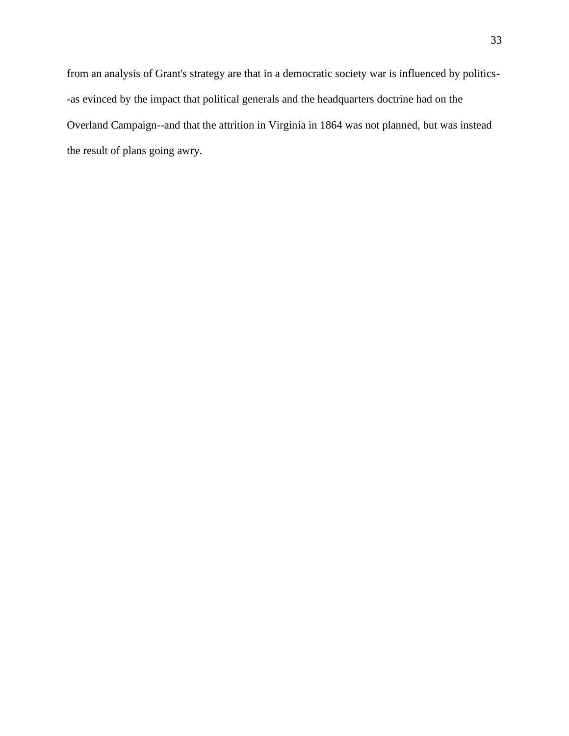from an analysis of Grant's strategy are that in a democratic society war is influenced by politics--as evinced by the impact that political generals and the headquarters doctrine had on the Overland Campaign--and that the attrition in Virginia in 1864 was not planned, but was instead the result of plans going awry.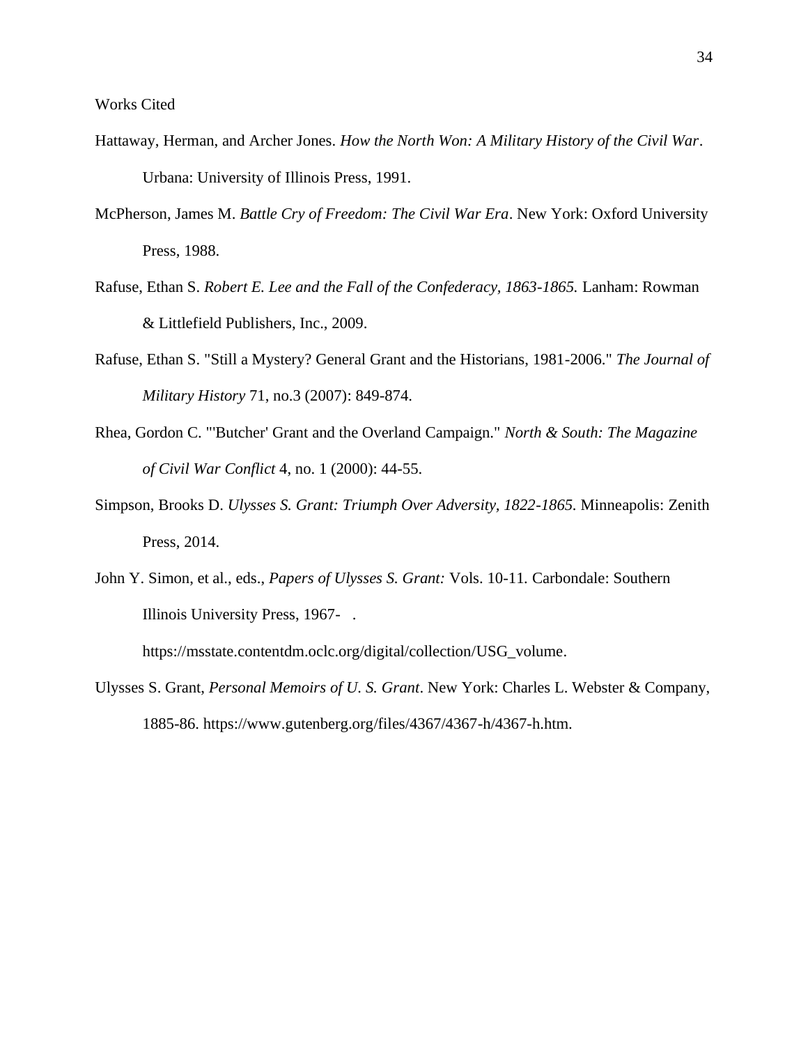Works Cited

Hattaway, Herman, and Archer Jones. *How the North Won: A Military History of the Civil War*. Urbana: University of Illinois Press, 1991.

McPherson, James M. *Battle Cry of Freedom: The Civil War Era*. New York: Oxford University Press, 1988.

Rafuse, Ethan S. *Robert E. Lee and the Fall of the Confederacy, 1863-1865.* Lanham: Rowman & Littlefield Publishers, Inc., 2009.

Rafuse, Ethan S. "Still a Mystery? General Grant and the Historians, 1981-2006." *The Journal of Military History* 71, no.3 (2007): 849-874.

Rhea, Gordon C. "'Butcher' Grant and the Overland Campaign." *North & South: The Magazine of Civil War Conflict* 4, no. 1 (2000): 44-55.

Simpson, Brooks D. *Ulysses S. Grant: Triumph Over Adversity, 1822-1865*. Minneapolis: Zenith Press, 2014.

John Y. Simon, et al., eds., *Papers of Ulysses S. Grant:* Vols. 10-11. Carbondale: Southern Illinois University Press, 1967- .
https://msstate.contentdm.oclc.org/digital/collection/USG_volume.

Ulysses S. Grant, *Personal Memoirs of U. S. Grant*. New York: Charles L. Webster & Company, 1885-86. https://www.gutenberg.org/files/4367/4367-h/4367-h.htm.